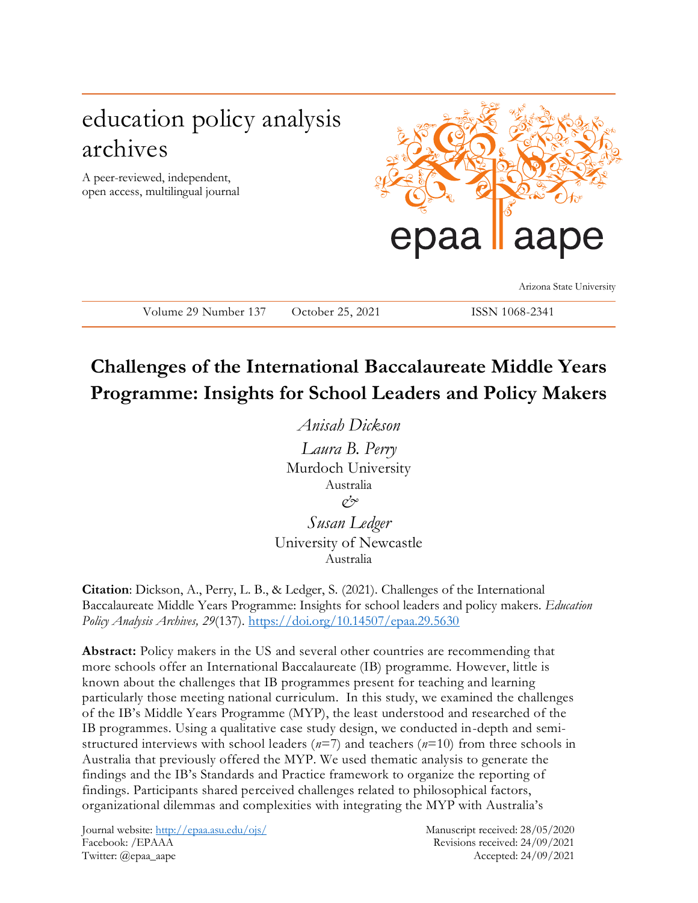# education policy analysis archives

A peer-reviewed, independent, open access, multilingual journal

epaa aape

Arizona State University

Volume 29 Number 137 October 25, 2021 ISSN 1068-2341

## Challenges of the International Baccalaureate Middle Years Programme: Insights for School Leaders and Policy Makers

*Anisah Dickson*
*Laura B. Perry*
Murdoch University
Australia
*&*
*Susan Ledger*
University of Newcastle
Australia

**Citation**: Dickson, A., Perry, L. B., & Ledger, S. (2021). Challenges of the International Baccalaureate Middle Years Programme: Insights for school leaders and policy makers. *Education Policy Analysis Archives, 29*(137). https://doi.org/10.14507/epaa.29.5630

**Abstract:** Policy makers in the US and several other countries are recommending that more schools offer an International Baccalaureate (IB) programme. However, little is known about the challenges that IB programmes present for teaching and learning particularly those meeting national curriculum. In this study, we examined the challenges of the IB's Middle Years Programme (MYP), the least understood and researched of the IB programmes. Using a qualitative case study design, we conducted in-depth and semi-structured interviews with school leaders (*n*=7) and teachers (*n*=10) from three schools in Australia that previously offered the MYP. We used thematic analysis to generate the findings and the IB's Standards and Practice framework to organize the reporting of findings. Participants shared perceived challenges related to philosophical factors, organizational dilemmas and complexities with integrating the MYP with Australia's

Journal website: http://epaa.asu.edu/ojs/
Facebook: /EPAAA
Twitter: @epaa_aape

Manuscript received: 28/05/2020
Revisions received: 24/09/2021
Accepted: 24/09/2021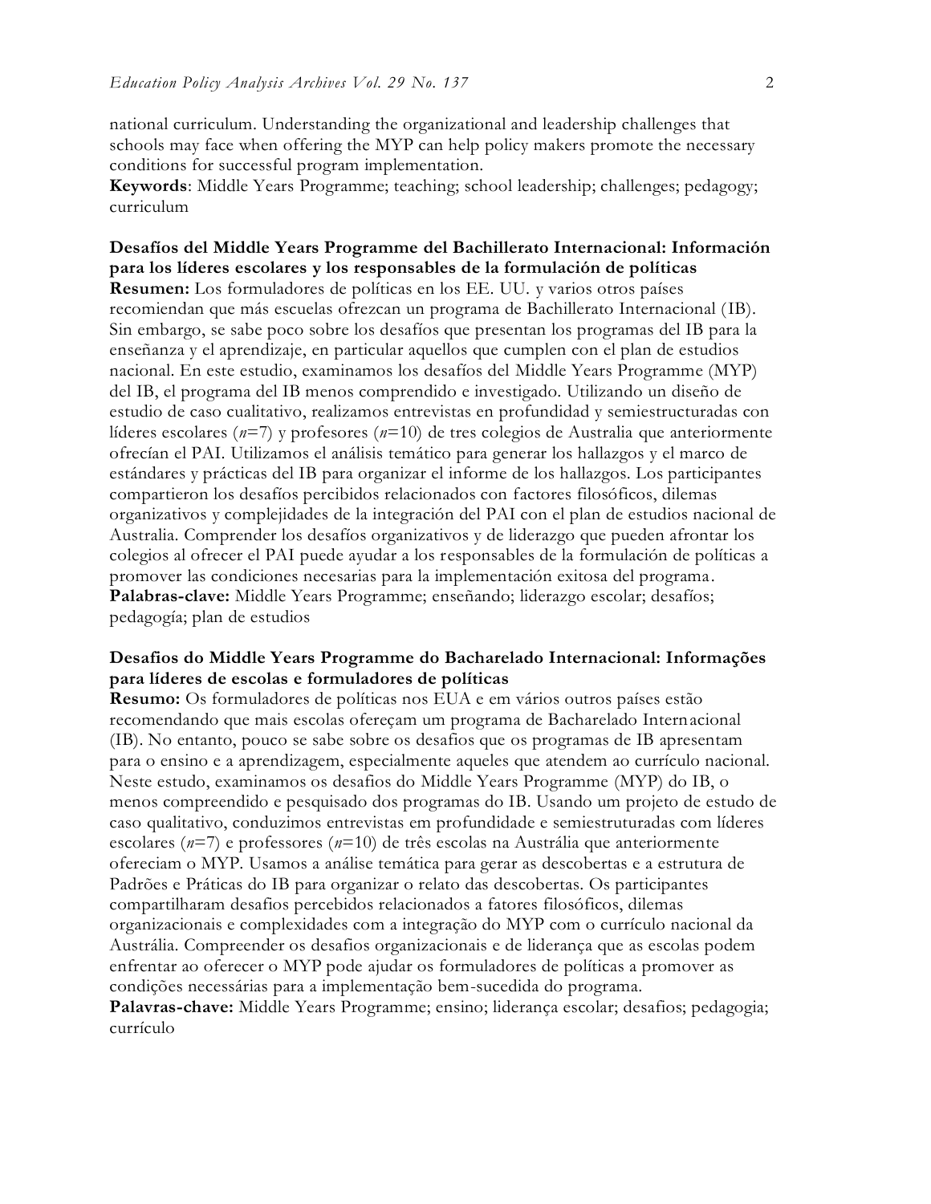national curriculum. Understanding the organizational and leadership challenges that schools may face when offering the MYP can help policy makers promote the necessary conditions for successful program implementation.
**Keywords**: Middle Years Programme; teaching; school leadership; challenges; pedagogy; curriculum

**Desafíos del Middle Years Programme del Bachillerato Internacional: Información para los líderes escolares y los responsables de la formulación de políticas**
**Resumen:** Los formuladores de políticas en los EE. UU. y varios otros países recomiendan que más escuelas ofrezcan un programa de Bachillerato Internacional (IB). Sin embargo, se sabe poco sobre los desafíos que presentan los programas del IB para la enseñanza y el aprendizaje, en particular aquellos que cumplen con el plan de estudios nacional. En este estudio, examinamos los desafíos del Middle Years Programme (MYP) del IB, el programa del IB menos comprendido e investigado. Utilizando un diseño de estudio de caso cualitativo, realizamos entrevistas en profundidad y semiestructuradas con líderes escolares ($n$=7) y profesores ($n$=10) de tres colegios de Australia que anteriormente ofrecían el PAI. Utilizamos el análisis temático para generar los hallazgos y el marco de estándares y prácticas del IB para organizar el informe de los hallazgos. Los participantes compartieron los desafíos percibidos relacionados con factores filosóficos, dilemas organizativos y complejidades de la integración del PAI con el plan de estudios nacional de Australia. Comprender los desafíos organizativos y de liderazgo que pueden afrontar los colegios al ofrecer el PAI puede ayudar a los responsables de la formulación de políticas a promover las condiciones necesarias para la implementación exitosa del programa.
**Palabras-clave:** Middle Years Programme; enseñando; liderazgo escolar; desafíos; pedagogía; plan de estudios

**Desafios do Middle Years Programme do Bacharelado Internacional: Informações para líderes de escolas e formuladores de políticas**
**Resumo:** Os formuladores de políticas nos EUA e em vários outros países estão recomendando que mais escolas ofereçam um programa de Bacharelado Internacional (IB). No entanto, pouco se sabe sobre os desafios que os programas de IB apresentam para o ensino e a aprendizagem, especialmente aqueles que atendem ao currículo nacional. Neste estudo, examinamos os desafios do Middle Years Programme (MYP) do IB, o menos compreendido e pesquisado dos programas do IB. Usando um projeto de estudo de caso qualitativo, conduzimos entrevistas em profundidade e semiestruturadas com líderes escolares ($n$=7) e professores ($n$=10) de três escolas na Austrália que anteriormente ofereciam o MYP. Usamos a análise temática para gerar as descobertas e a estrutura de Padrões e Práticas do IB para organizar o relato das descobertas. Os participantes compartilharam desafios percebidos relacionados a fatores filosóficos, dilemas organizacionais e complexidades com a integração do MYP com o currículo nacional da Austrália. Compreender os desafios organizacionais e de liderança que as escolas podem enfrentar ao oferecer o MYP pode ajudar os formuladores de políticas a promover as condições necessárias para a implementação bem-sucedida do programa.
**Palavras-chave:** Middle Years Programme; ensino; liderança escolar; desafios; pedagogia; currículo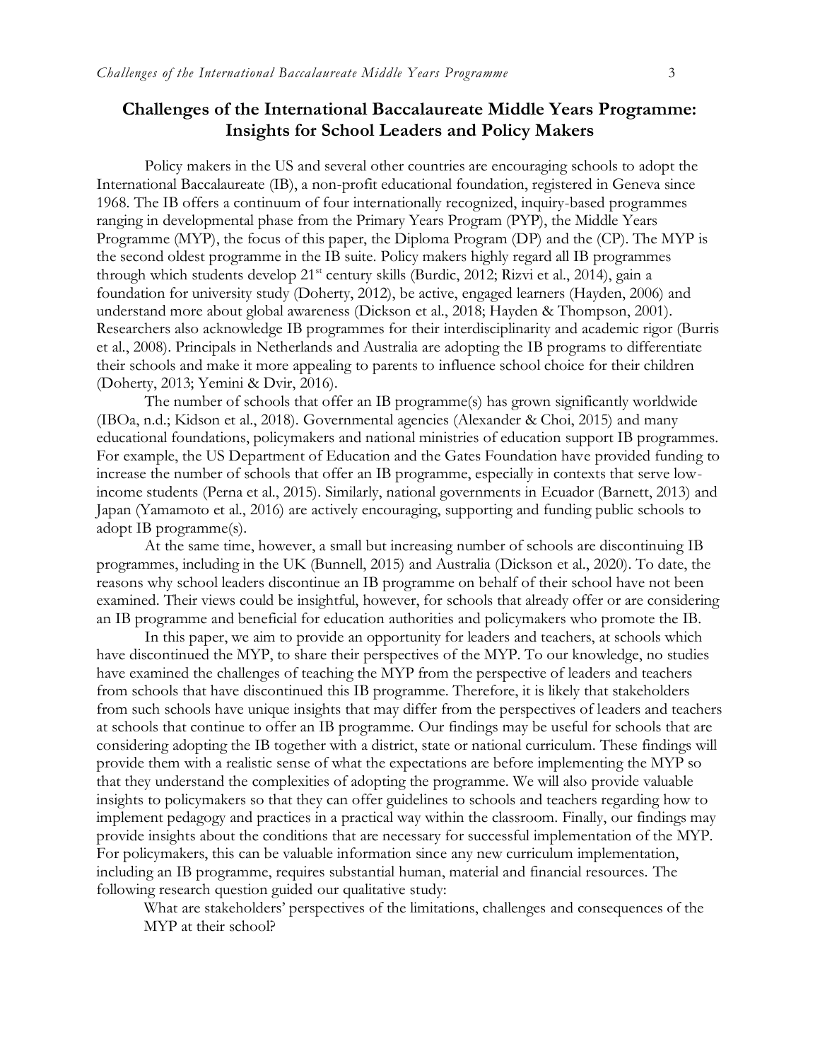# Challenges of the International Baccalaureate Middle Years Programme: Insights for School Leaders and Policy Makers

Policy makers in the US and several other countries are encouraging schools to adopt the International Baccalaureate (IB), a non-profit educational foundation, registered in Geneva since 1968. The IB offers a continuum of four internationally recognized, inquiry-based programmes ranging in developmental phase from the Primary Years Program (PYP), the Middle Years Programme (MYP), the focus of this paper, the Diploma Program (DP) and the (CP). The MYP is the second oldest programme in the IB suite. Policy makers highly regard all IB programmes through which students develop 21st century skills (Burdic, 2012; Rizvi et al., 2014), gain a foundation for university study (Doherty, 2012), be active, engaged learners (Hayden, 2006) and understand more about global awareness (Dickson et al., 2018; Hayden & Thompson, 2001). Researchers also acknowledge IB programmes for their interdisciplinarity and academic rigor (Burris et al., 2008). Principals in Netherlands and Australia are adopting the IB programs to differentiate their schools and make it more appealing to parents to influence school choice for their children (Doherty, 2013; Yemini & Dvir, 2016).

The number of schools that offer an IB programme(s) has grown significantly worldwide (IBOa, n.d.; Kidson et al., 2018). Governmental agencies (Alexander & Choi, 2015) and many educational foundations, policymakers and national ministries of education support IB programmes. For example, the US Department of Education and the Gates Foundation have provided funding to increase the number of schools that offer an IB programme, especially in contexts that serve low-income students (Perna et al., 2015). Similarly, national governments in Ecuador (Barnett, 2013) and Japan (Yamamoto et al., 2016) are actively encouraging, supporting and funding public schools to adopt IB programme(s).

At the same time, however, a small but increasing number of schools are discontinuing IB programmes, including in the UK (Bunnell, 2015) and Australia (Dickson et al., 2020). To date, the reasons why school leaders discontinue an IB programme on behalf of their school have not been examined. Their views could be insightful, however, for schools that already offer or are considering an IB programme and beneficial for education authorities and policymakers who promote the IB.

In this paper, we aim to provide an opportunity for leaders and teachers, at schools which have discontinued the MYP, to share their perspectives of the MYP. To our knowledge, no studies have examined the challenges of teaching the MYP from the perspective of leaders and teachers from schools that have discontinued this IB programme. Therefore, it is likely that stakeholders from such schools have unique insights that may differ from the perspectives of leaders and teachers at schools that continue to offer an IB programme. Our findings may be useful for schools that are considering adopting the IB together with a district, state or national curriculum. These findings will provide them with a realistic sense of what the expectations are before implementing the MYP so that they understand the complexities of adopting the programme. We will also provide valuable insights to policymakers so that they can offer guidelines to schools and teachers regarding how to implement pedagogy and practices in a practical way within the classroom. Finally, our findings may provide insights about the conditions that are necessary for successful implementation of the MYP. For policymakers, this can be valuable information since any new curriculum implementation, including an IB programme, requires substantial human, material and financial resources. The following research question guided our qualitative study:

> What are stakeholders' perspectives of the limitations, challenges and consequences of the MYP at their school?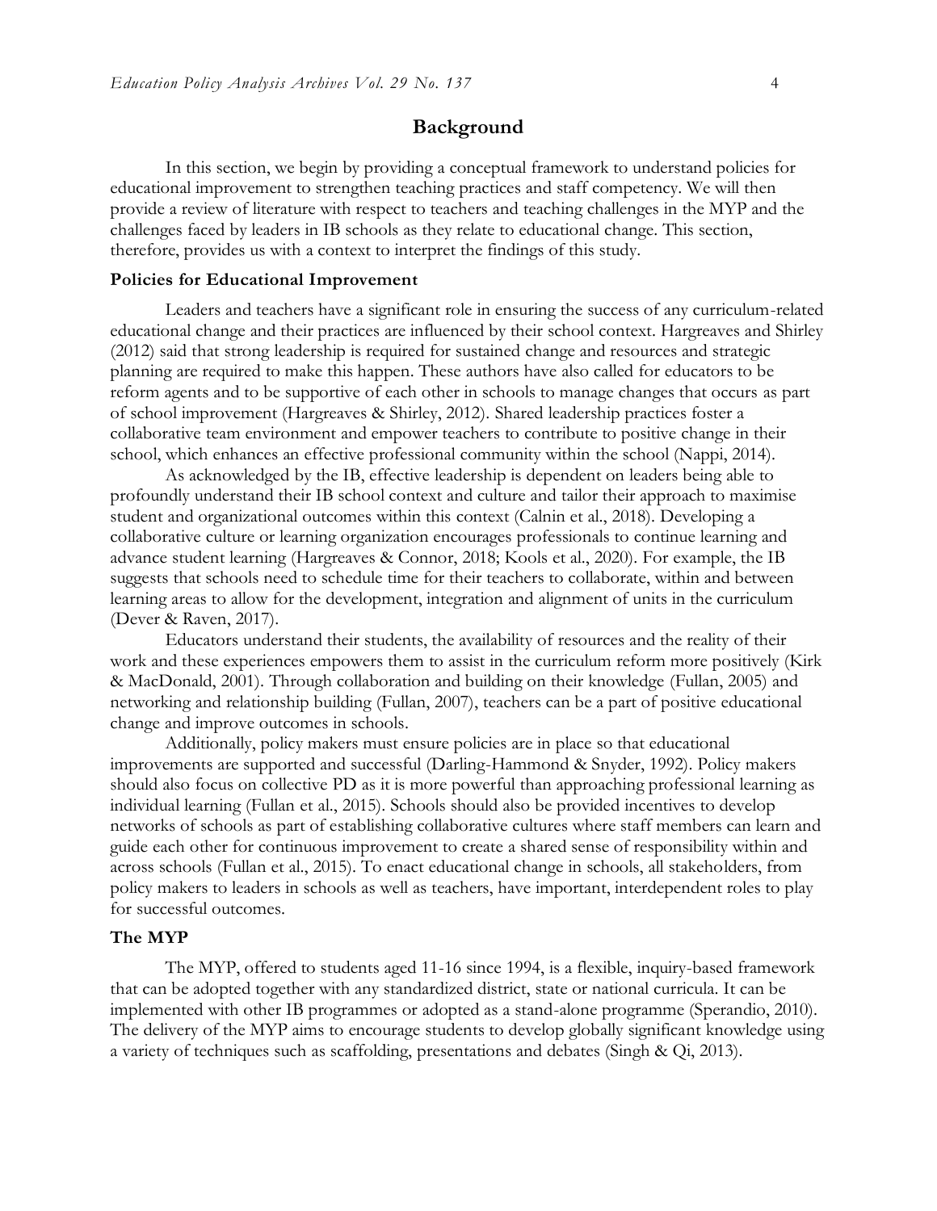## Background

In this section, we begin by providing a conceptual framework to understand policies for educational improvement to strengthen teaching practices and staff competency. We will then provide a review of literature with respect to teachers and teaching challenges in the MYP and the challenges faced by leaders in IB schools as they relate to educational change. This section, therefore, provides us with a context to interpret the findings of this study.

### Policies for Educational Improvement

Leaders and teachers have a significant role in ensuring the success of any curriculum-related educational change and their practices are influenced by their school context. Hargreaves and Shirley (2012) said that strong leadership is required for sustained change and resources and strategic planning are required to make this happen. These authors have also called for educators to be reform agents and to be supportive of each other in schools to manage changes that occurs as part of school improvement (Hargreaves & Shirley, 2012). Shared leadership practices foster a collaborative team environment and empower teachers to contribute to positive change in their school, which enhances an effective professional community within the school (Nappi, 2014).

As acknowledged by the IB, effective leadership is dependent on leaders being able to profoundly understand their IB school context and culture and tailor their approach to maximise student and organizational outcomes within this context (Calnin et al., 2018). Developing a collaborative culture or learning organization encourages professionals to continue learning and advance student learning (Hargreaves & Connor, 2018; Kools et al., 2020). For example, the IB suggests that schools need to schedule time for their teachers to collaborate, within and between learning areas to allow for the development, integration and alignment of units in the curriculum (Dever & Raven, 2017).

Educators understand their students, the availability of resources and the reality of their work and these experiences empowers them to assist in the curriculum reform more positively (Kirk & MacDonald, 2001). Through collaboration and building on their knowledge (Fullan, 2005) and networking and relationship building (Fullan, 2007), teachers can be a part of positive educational change and improve outcomes in schools.

Additionally, policy makers must ensure policies are in place so that educational improvements are supported and successful (Darling-Hammond & Snyder, 1992). Policy makers should also focus on collective PD as it is more powerful than approaching professional learning as individual learning (Fullan et al., 2015). Schools should also be provided incentives to develop networks of schools as part of establishing collaborative cultures where staff members can learn and guide each other for continuous improvement to create a shared sense of responsibility within and across schools (Fullan et al., 2015). To enact educational change in schools, all stakeholders, from policy makers to leaders in schools as well as teachers, have important, interdependent roles to play for successful outcomes.

### The MYP

The MYP, offered to students aged 11-16 since 1994, is a flexible, inquiry-based framework that can be adopted together with any standardized district, state or national curricula. It can be implemented with other IB programmes or adopted as a stand-alone programme (Sperandio, 2010). The delivery of the MYP aims to encourage students to develop globally significant knowledge using a variety of techniques such as scaffolding, presentations and debates (Singh & Qi, 2013).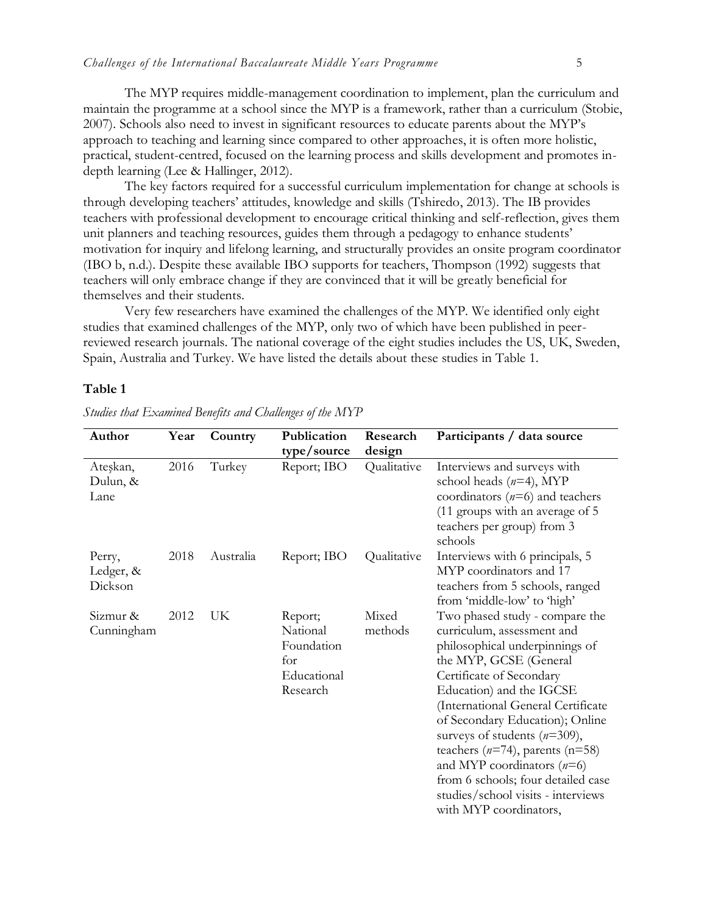The MYP requires middle-management coordination to implement, plan the curriculum and maintain the programme at a school since the MYP is a framework, rather than a curriculum (Stobie, 2007). Schools also need to invest in significant resources to educate parents about the MYP's approach to teaching and learning since compared to other approaches, it is often more holistic, practical, student-centred, focused on the learning process and skills development and promotes in-depth learning (Lee & Hallinger, 2012).

The key factors required for a successful curriculum implementation for change at schools is through developing teachers' attitudes, knowledge and skills (Tshiredo, 2013). The IB provides teachers with professional development to encourage critical thinking and self-reflection, gives them unit planners and teaching resources, guides them through a pedagogy to enhance students' motivation for inquiry and lifelong learning, and structurally provides an onsite program coordinator (IBO b, n.d.). Despite these available IBO supports for teachers, Thompson (1992) suggests that teachers will only embrace change if they are convinced that it will be greatly beneficial for themselves and their students.

Very few researchers have examined the challenges of the MYP. We identified only eight studies that examined challenges of the MYP, only two of which have been published in peer-reviewed research journals. The national coverage of the eight studies includes the US, UK, Sweden, Spain, Australia and Turkey. We have listed the details about these studies in Table 1.

**Table 1**

*Studies that Examined Benefits and Challenges of the MYP*

| Author | Year | Country | Publication type/source | Research design | Participants / data source |
|---|---|---|---|---|---|
| Ateşkan, Dulun, & Lane | 2016 | Turkey | Report; IBO | Qualitative | Interviews and surveys with school heads (*n*=4), MYP coordinators (*n*=6) and teachers (11 groups with an average of 5 teachers per group) from 3 schools |
| Perry, Ledger, & Dickson | 2018 | Australia | Report; IBO | Qualitative | Interviews with 6 principals, 5 MYP coordinators and 17 teachers from 5 schools, ranged from 'middle-low' to 'high' |
| Sizmur & Cunningham | 2012 | UK | Report; National Foundation for Educational Research | Mixed methods | Two phased study - compare the curriculum, assessment and philosophical underpinnings of the MYP, GCSE (General Certificate of Secondary Education) and the IGCSE (International General Certificate of Secondary Education); Online surveys of students (*n*=309), teachers (*n*=74), parents (n=58) and MYP coordinators (*n*=6) from 6 schools; four detailed case studies/school visits - interviews with MYP coordinators, |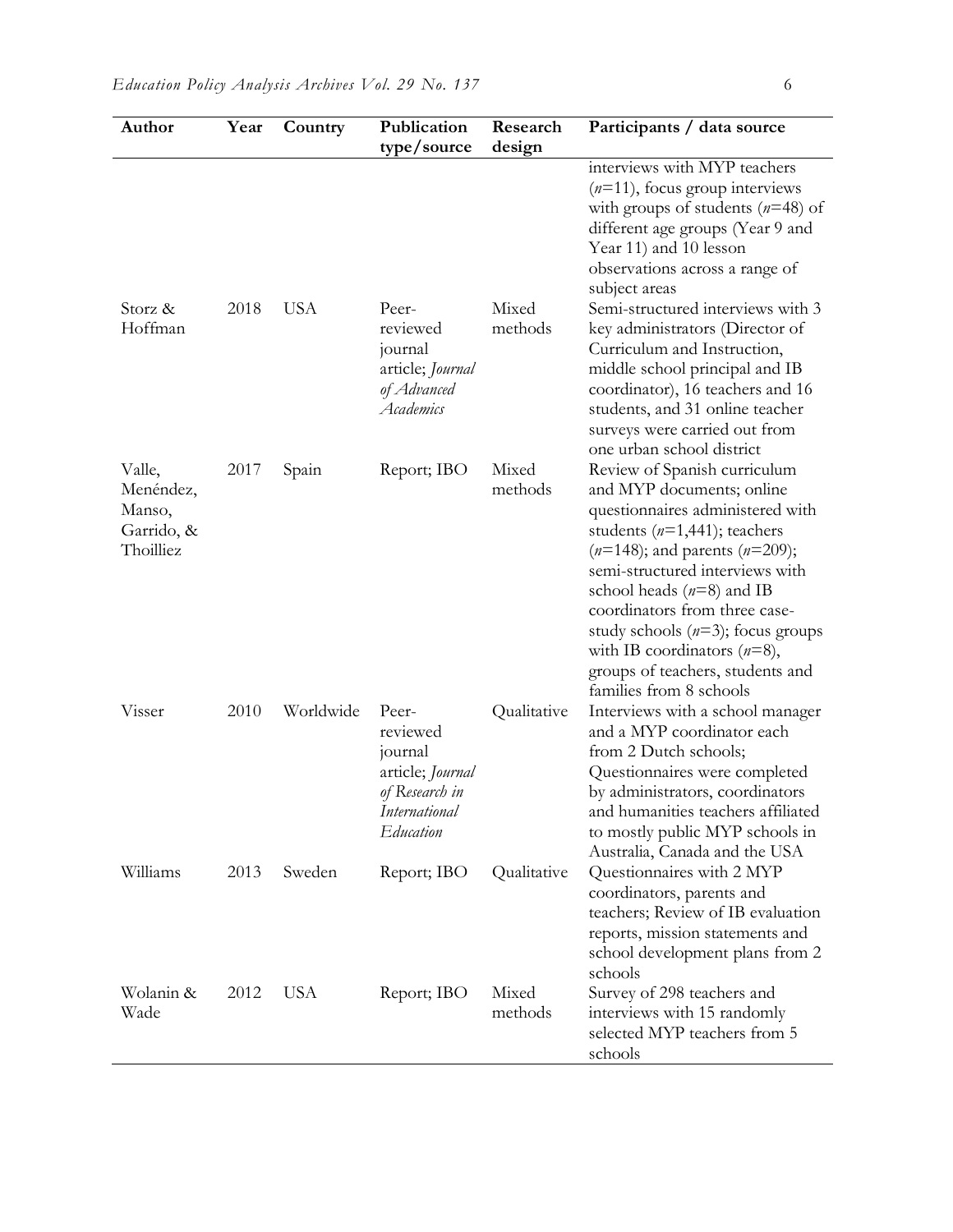| Author | Year | Country | Publication type/source | Research design | Participants / data source |
| --- | --- | --- | --- | --- | --- |
| | | | | | interviews with MYP teachers ($n$=11), focus group interviews with groups of students ($n$=48) of different age groups (Year 9 and Year 11) and 10 lesson observations across a range of subject areas |
| Storz & Hoffman | 2018 | USA | Peer-reviewed journal article; *Journal of Advanced Academics* | Mixed methods | Semi-structured interviews with 3 key administrators (Director of Curriculum and Instruction, middle school principal and IB coordinator), 16 teachers and 16 students, and 31 online teacher surveys were carried out from one urban school district |
| Valle, Menéndez, Manso, Garrido, & Thoilliez | 2017 | Spain | Report; IBO | Mixed methods | Review of Spanish curriculum and MYP documents; online questionnaires administered with students ($n$=1,441); teachers ($n$=148); and parents ($n$=209); semi-structured interviews with school heads ($n$=8) and IB coordinators from three case-study schools ($n$=3); focus groups with IB coordinators ($n$=8), groups of teachers, students and families from 8 schools |
| Visser | 2010 | Worldwide | Peer-reviewed journal article; *Journal of Research in International Education* | Qualitative | Interviews with a school manager and a MYP coordinator each from 2 Dutch schools; Questionnaires were completed by administrators, coordinators and humanities teachers affiliated to mostly public MYP schools in Australia, Canada and the USA |
| Williams | 2013 | Sweden | Report; IBO | Qualitative | Questionnaires with 2 MYP coordinators, parents and teachers; Review of IB evaluation reports, mission statements and school development plans from 2 schools |
| Wolanin & Wade | 2012 | USA | Report; IBO | Mixed methods | Survey of 298 teachers and interviews with 15 randomly selected MYP teachers from 5 schools |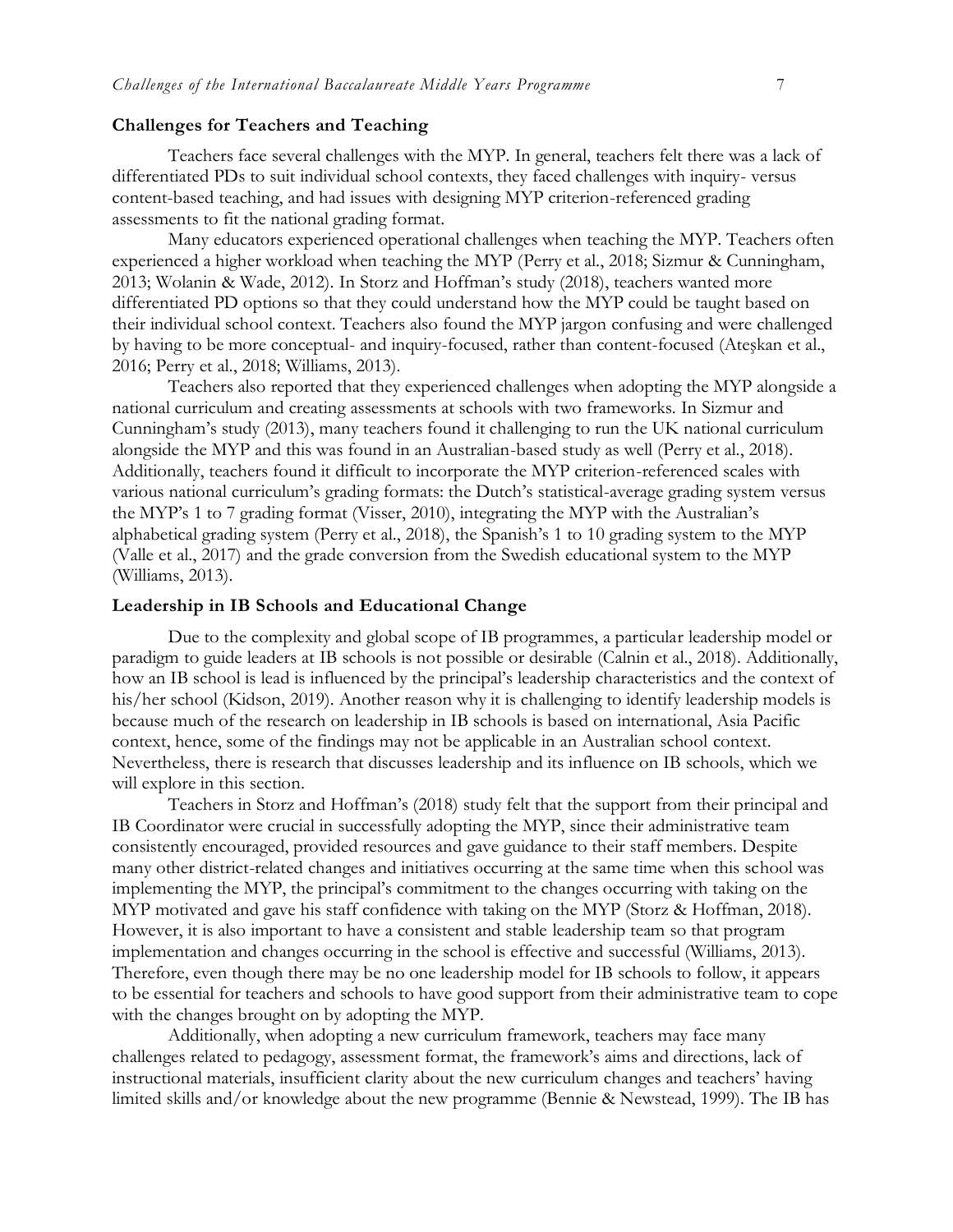## Challenges for Teachers and Teaching

Teachers face several challenges with the MYP. In general, teachers felt there was a lack of differentiated PDs to suit individual school contexts, they faced challenges with inquiry- versus content-based teaching, and had issues with designing MYP criterion-referenced grading assessments to fit the national grading format.

Many educators experienced operational challenges when teaching the MYP. Teachers often experienced a higher workload when teaching the MYP (Perry et al., 2018; Sizmur & Cunningham, 2013; Wolanin & Wade, 2012). In Storz and Hoffman's study (2018), teachers wanted more differentiated PD options so that they could understand how the MYP could be taught based on their individual school context. Teachers also found the MYP jargon confusing and were challenged by having to be more conceptual- and inquiry-focused, rather than content-focused (Ateşkan et al., 2016; Perry et al., 2018; Williams, 2013).

Teachers also reported that they experienced challenges when adopting the MYP alongside a national curriculum and creating assessments at schools with two frameworks. In Sizmur and Cunningham's study (2013), many teachers found it challenging to run the UK national curriculum alongside the MYP and this was found in an Australian-based study as well (Perry et al., 2018). Additionally, teachers found it difficult to incorporate the MYP criterion-referenced scales with various national curriculum's grading formats: the Dutch's statistical-average grading system versus the MYP's 1 to 7 grading format (Visser, 2010), integrating the MYP with the Australian's alphabetical grading system (Perry et al., 2018), the Spanish's 1 to 10 grading system to the MYP (Valle et al., 2017) and the grade conversion from the Swedish educational system to the MYP (Williams, 2013).

## Leadership in IB Schools and Educational Change

Due to the complexity and global scope of IB programmes, a particular leadership model or paradigm to guide leaders at IB schools is not possible or desirable (Calnin et al., 2018). Additionally, how an IB school is lead is influenced by the principal's leadership characteristics and the context of his/her school (Kidson, 2019). Another reason why it is challenging to identify leadership models is because much of the research on leadership in IB schools is based on international, Asia Pacific context, hence, some of the findings may not be applicable in an Australian school context. Nevertheless, there is research that discusses leadership and its influence on IB schools, which we will explore in this section.

Teachers in Storz and Hoffman's (2018) study felt that the support from their principal and IB Coordinator were crucial in successfully adopting the MYP, since their administrative team consistently encouraged, provided resources and gave guidance to their staff members. Despite many other district-related changes and initiatives occurring at the same time when this school was implementing the MYP, the principal's commitment to the changes occurring with taking on the MYP motivated and gave his staff confidence with taking on the MYP (Storz & Hoffman, 2018). However, it is also important to have a consistent and stable leadership team so that program implementation and changes occurring in the school is effective and successful (Williams, 2013). Therefore, even though there may be no one leadership model for IB schools to follow, it appears to be essential for teachers and schools to have good support from their administrative team to cope with the changes brought on by adopting the MYP.

Additionally, when adopting a new curriculum framework, teachers may face many challenges related to pedagogy, assessment format, the framework's aims and directions, lack of instructional materials, insufficient clarity about the new curriculum changes and teachers' having limited skills and/or knowledge about the new programme (Bennie & Newstead, 1999). The IB has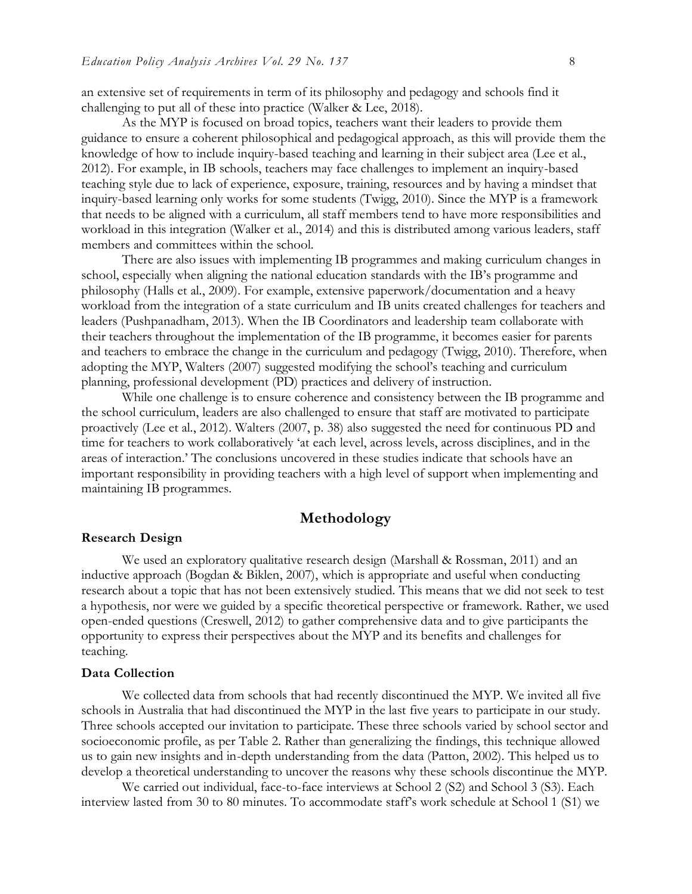an extensive set of requirements in term of its philosophy and pedagogy and schools find it challenging to put all of these into practice (Walker & Lee, 2018).

As the MYP is focused on broad topics, teachers want their leaders to provide them guidance to ensure a coherent philosophical and pedagogical approach, as this will provide them the knowledge of how to include inquiry-based teaching and learning in their subject area (Lee et al., 2012). For example, in IB schools, teachers may face challenges to implement an inquiry-based teaching style due to lack of experience, exposure, training, resources and by having a mindset that inquiry-based learning only works for some students (Twigg, 2010). Since the MYP is a framework that needs to be aligned with a curriculum, all staff members tend to have more responsibilities and workload in this integration (Walker et al., 2014) and this is distributed among various leaders, staff members and committees within the school.

There are also issues with implementing IB programmes and making curriculum changes in school, especially when aligning the national education standards with the IB's programme and philosophy (Halls et al., 2009). For example, extensive paperwork/documentation and a heavy workload from the integration of a state curriculum and IB units created challenges for teachers and leaders (Pushpanadham, 2013). When the IB Coordinators and leadership team collaborate with their teachers throughout the implementation of the IB programme, it becomes easier for parents and teachers to embrace the change in the curriculum and pedagogy (Twigg, 2010). Therefore, when adopting the MYP, Walters (2007) suggested modifying the school's teaching and curriculum planning, professional development (PD) practices and delivery of instruction.

While one challenge is to ensure coherence and consistency between the IB programme and the school curriculum, leaders are also challenged to ensure that staff are motivated to participate proactively (Lee et al., 2012). Walters (2007, p. 38) also suggested the need for continuous PD and time for teachers to work collaboratively 'at each level, across levels, across disciplines, and in the areas of interaction.' The conclusions uncovered in these studies indicate that schools have an important responsibility in providing teachers with a high level of support when implementing and maintaining IB programmes.

## Methodology

### Research Design

We used an exploratory qualitative research design (Marshall & Rossman, 2011) and an inductive approach (Bogdan & Biklen, 2007), which is appropriate and useful when conducting research about a topic that has not been extensively studied. This means that we did not seek to test a hypothesis, nor were we guided by a specific theoretical perspective or framework. Rather, we used open-ended questions (Creswell, 2012) to gather comprehensive data and to give participants the opportunity to express their perspectives about the MYP and its benefits and challenges for teaching.

### Data Collection

We collected data from schools that had recently discontinued the MYP. We invited all five schools in Australia that had discontinued the MYP in the last five years to participate in our study. Three schools accepted our invitation to participate. These three schools varied by school sector and socioeconomic profile, as per Table 2. Rather than generalizing the findings, this technique allowed us to gain new insights and in-depth understanding from the data (Patton, 2002). This helped us to develop a theoretical understanding to uncover the reasons why these schools discontinue the MYP.

We carried out individual, face-to-face interviews at School 2 (S2) and School 3 (S3). Each interview lasted from 30 to 80 minutes. To accommodate staff's work schedule at School 1 (S1) we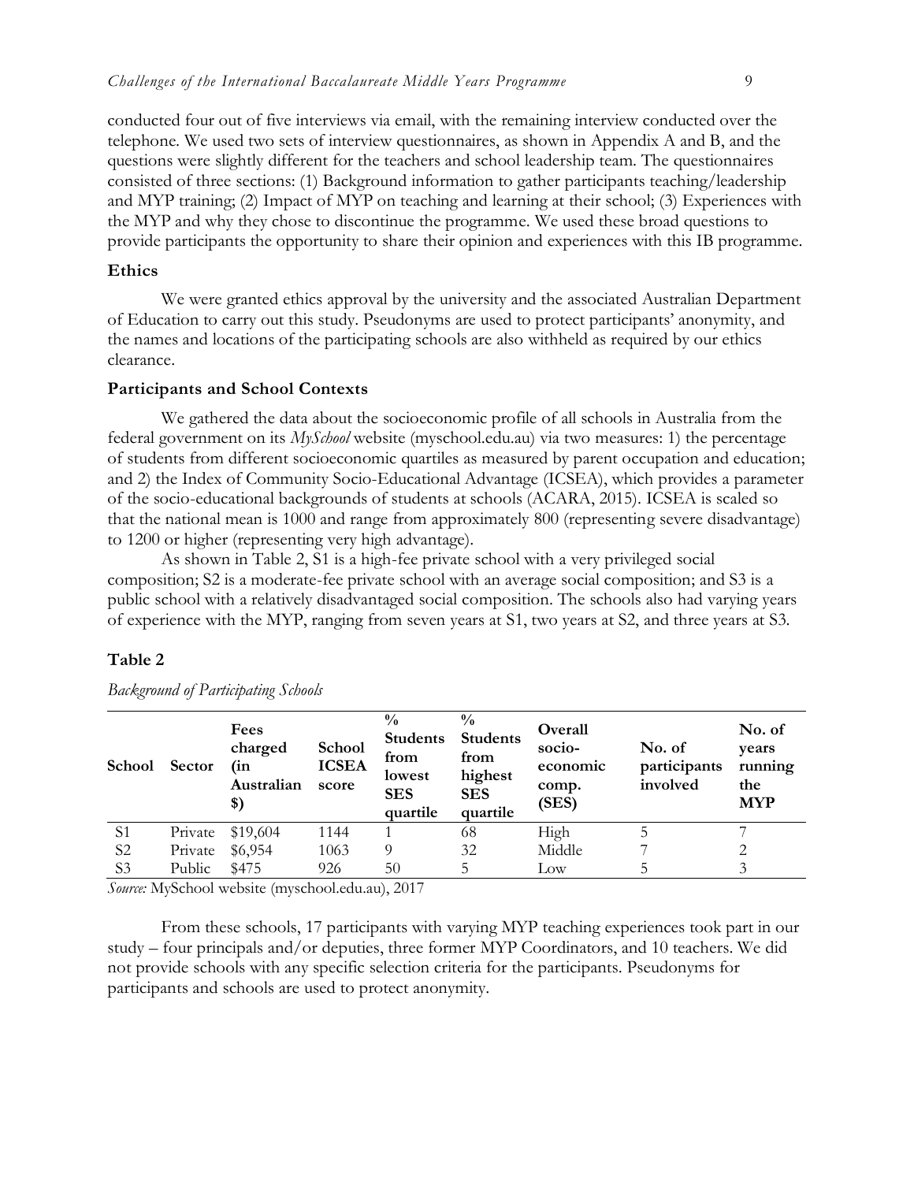conducted four out of five interviews via email, with the remaining interview conducted over the telephone. We used two sets of interview questionnaires, as shown in Appendix A and B, and the questions were slightly different for the teachers and school leadership team. The questionnaires consisted of three sections: (1) Background information to gather participants teaching/leadership and MYP training; (2) Impact of MYP on teaching and learning at their school; (3) Experiences with the MYP and why they chose to discontinue the programme. We used these broad questions to provide participants the opportunity to share their opinion and experiences with this IB programme.

### Ethics

We were granted ethics approval by the university and the associated Australian Department of Education to carry out this study. Pseudonyms are used to protect participants' anonymity, and the names and locations of the participating schools are also withheld as required by our ethics clearance.

### Participants and School Contexts

We gathered the data about the socioeconomic profile of all schools in Australia from the federal government on its *MySchool* website (myschool.edu.au) via two measures: 1) the percentage of students from different socioeconomic quartiles as measured by parent occupation and education; and 2) the Index of Community Socio-Educational Advantage (ICSEA), which provides a parameter of the socio-educational backgrounds of students at schools (ACARA, 2015). ICSEA is scaled so that the national mean is 1000 and range from approximately 800 (representing severe disadvantage) to 1200 or higher (representing very high advantage).

As shown in Table 2, S1 is a high-fee private school with a very privileged social composition; S2 is a moderate-fee private school with an average social composition; and S3 is a public school with a relatively disadvantaged social composition. The schools also had varying years of experience with the MYP, ranging from seven years at S1, two years at S2, and three years at S3.

**Table 2**

*Background of Participating Schools*

| School | Sector | Fees charged (in Australian $) | School ICSEA score | % Students from lowest SES quartile | % Students from highest SES quartile | Overall socio-economic comp. (SES) | No. of participants involved | No. of years running the MYP |
|---|---|---|---|---|---|---|---|---|
| S1 | Private | $19,604 | 1144 | 1 | 68 | High | 5 | 7 |
| S2 | Private | $6,954 | 1063 | 9 | 32 | Middle | 7 | 2 |
| S3 | Public | $475 | 926 | 50 | 5 | Low | 5 | 3 |

*Source:* MySchool website (myschool.edu.au), 2017

From these schools, 17 participants with varying MYP teaching experiences took part in our study – four principals and/or deputies, three former MYP Coordinators, and 10 teachers. We did not provide schools with any specific selection criteria for the participants. Pseudonyms for participants and schools are used to protect anonymity.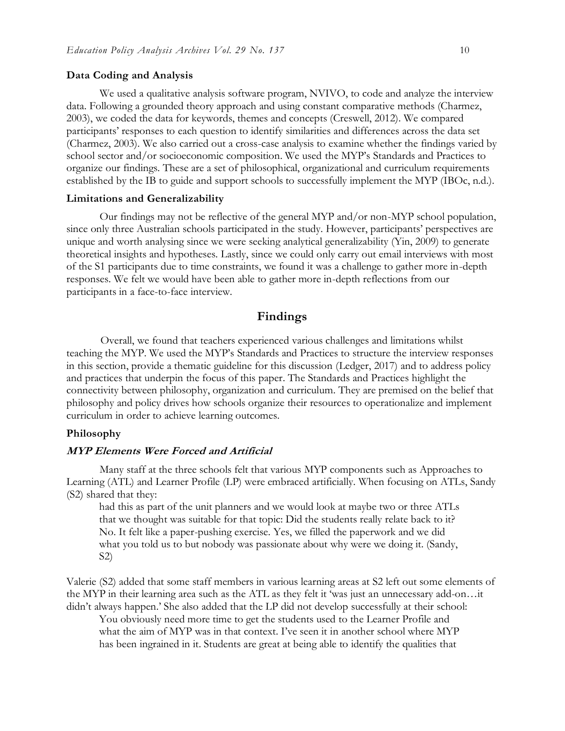### Data Coding and Analysis

We used a qualitative analysis software program, NVIVO, to code and analyze the interview data. Following a grounded theory approach and using constant comparative methods (Charmez, 2003), we coded the data for keywords, themes and concepts (Creswell, 2012). We compared participants' responses to each question to identify similarities and differences across the data set (Charmez, 2003). We also carried out a cross-case analysis to examine whether the findings varied by school sector and/or socioeconomic composition. We used the MYP's Standards and Practices to organize our findings. These are a set of philosophical, organizational and curriculum requirements established by the IB to guide and support schools to successfully implement the MYP (IBOc, n.d.).

### Limitations and Generalizability

Our findings may not be reflective of the general MYP and/or non-MYP school population, since only three Australian schools participated in the study. However, participants' perspectives are unique and worth analysing since we were seeking analytical generalizability (Yin, 2009) to generate theoretical insights and hypotheses. Lastly, since we could only carry out email interviews with most of the S1 participants due to time constraints, we found it was a challenge to gather more in-depth responses. We felt we would have been able to gather more in-depth reflections from our participants in a face-to-face interview.

## Findings

Overall, we found that teachers experienced various challenges and limitations whilst teaching the MYP. We used the MYP's Standards and Practices to structure the interview responses in this section, provide a thematic guideline for this discussion (Ledger, 2017) and to address policy and practices that underpin the focus of this paper. The Standards and Practices highlight the connectivity between philosophy, organization and curriculum. They are premised on the belief that philosophy and policy drives how schools organize their resources to operationalize and implement curriculum in order to achieve learning outcomes.

### Philosophy

#### *MYP Elements Were Forced and Artificial*

Many staff at the three schools felt that various MYP components such as Approaches to Learning (ATL) and Learner Profile (LP) were embraced artificially. When focusing on ATLs, Sandy (S2) shared that they:

> had this as part of the unit planners and we would look at maybe two or three ATLs that we thought was suitable for that topic: Did the students really relate back to it? No. It felt like a paper-pushing exercise. Yes, we filled the paperwork and we did what you told us to but nobody was passionate about why were we doing it. (Sandy, S2)

Valerie (S2) added that some staff members in various learning areas at S2 left out some elements of the MYP in their learning area such as the ATL as they felt it 'was just an unnecessary add-on…it didn't always happen.' She also added that the LP did not develop successfully at their school:

> You obviously need more time to get the students used to the Learner Profile and what the aim of MYP was in that context. I've seen it in another school where MYP has been ingrained in it. Students are great at being able to identify the qualities that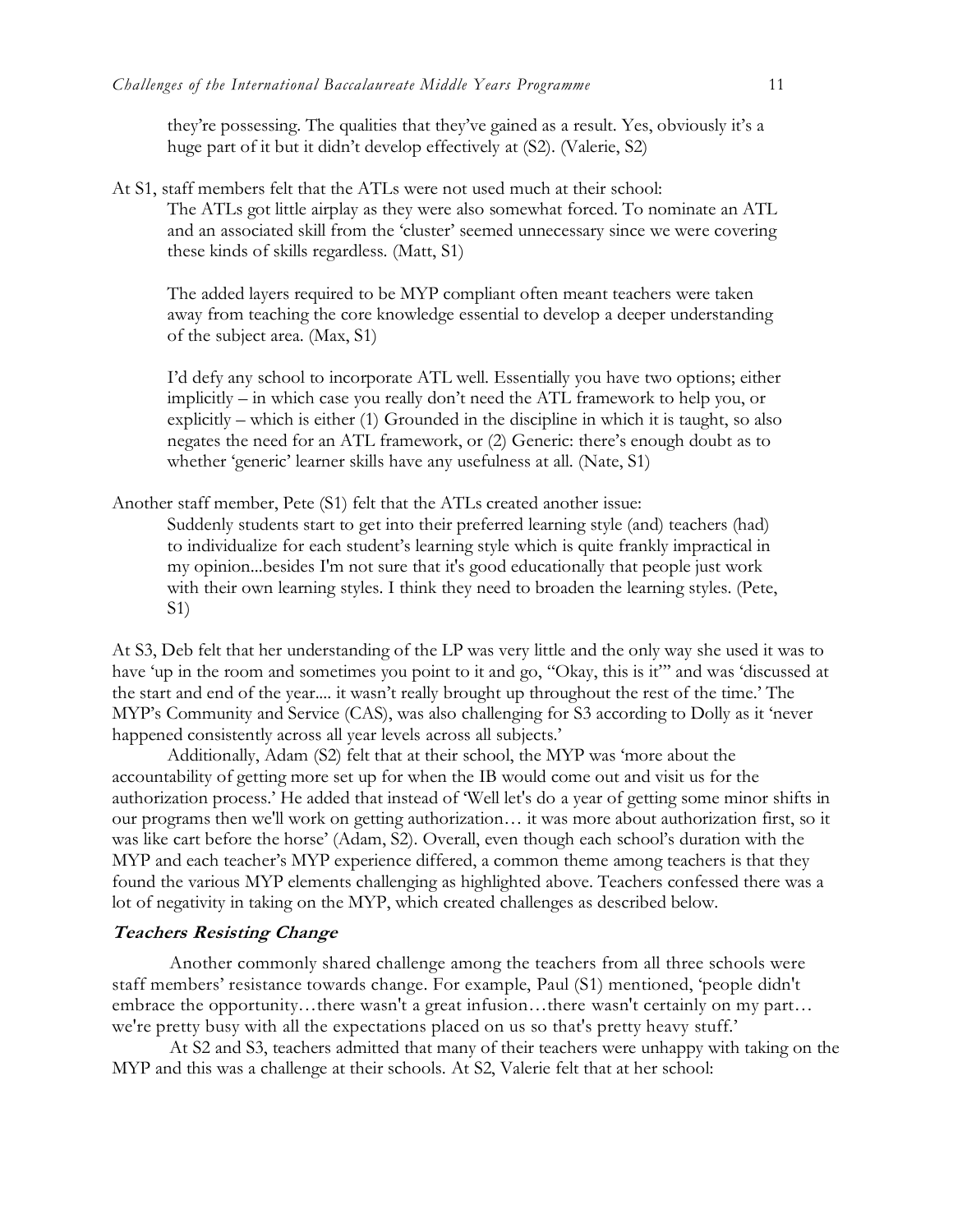they're possessing. The qualities that they've gained as a result. Yes, obviously it's a huge part of it but it didn't develop effectively at (S2). (Valerie, S2)

At S1, staff members felt that the ATLs were not used much at their school:

> The ATLs got little airplay as they were also somewhat forced. To nominate an ATL and an associated skill from the 'cluster' seemed unnecessary since we were covering these kinds of skills regardless. (Matt, S1)
>
> The added layers required to be MYP compliant often meant teachers were taken away from teaching the core knowledge essential to develop a deeper understanding of the subject area. (Max, S1)
>
> I'd defy any school to incorporate ATL well. Essentially you have two options; either implicitly – in which case you really don't need the ATL framework to help you, or explicitly – which is either (1) Grounded in the discipline in which it is taught, so also negates the need for an ATL framework, or (2) Generic: there's enough doubt as to whether 'generic' learner skills have any usefulness at all. (Nate, S1)

Another staff member, Pete (S1) felt that the ATLs created another issue:

> Suddenly students start to get into their preferred learning style (and) teachers (had) to individualize for each student's learning style which is quite frankly impractical in my opinion...besides I'm not sure that it's good educationally that people just work with their own learning styles. I think they need to broaden the learning styles. (Pete, S1)

At S3, Deb felt that her understanding of the LP was very little and the only way she used it was to have 'up in the room and sometimes you point to it and go, "Okay, this is it"' and was 'discussed at the start and end of the year.... it wasn't really brought up throughout the rest of the time.' The MYP's Community and Service (CAS), was also challenging for S3 according to Dolly as it 'never happened consistently across all year levels across all subjects.'

Additionally, Adam (S2) felt that at their school, the MYP was 'more about the accountability of getting more set up for when the IB would come out and visit us for the authorization process.' He added that instead of 'Well let's do a year of getting some minor shifts in our programs then we'll work on getting authorization… it was more about authorization first, so it was like cart before the horse' (Adam, S2). Overall, even though each school's duration with the MYP and each teacher's MYP experience differed, a common theme among teachers is that they found the various MYP elements challenging as highlighted above. Teachers confessed there was a lot of negativity in taking on the MYP, which created challenges as described below.

### *Teachers Resisting Change*

Another commonly shared challenge among the teachers from all three schools were staff members' resistance towards change. For example, Paul (S1) mentioned, 'people didn't embrace the opportunity…there wasn't a great infusion…there wasn't certainly on my part… we're pretty busy with all the expectations placed on us so that's pretty heavy stuff.'

At S2 and S3, teachers admitted that many of their teachers were unhappy with taking on the MYP and this was a challenge at their schools. At S2, Valerie felt that at her school: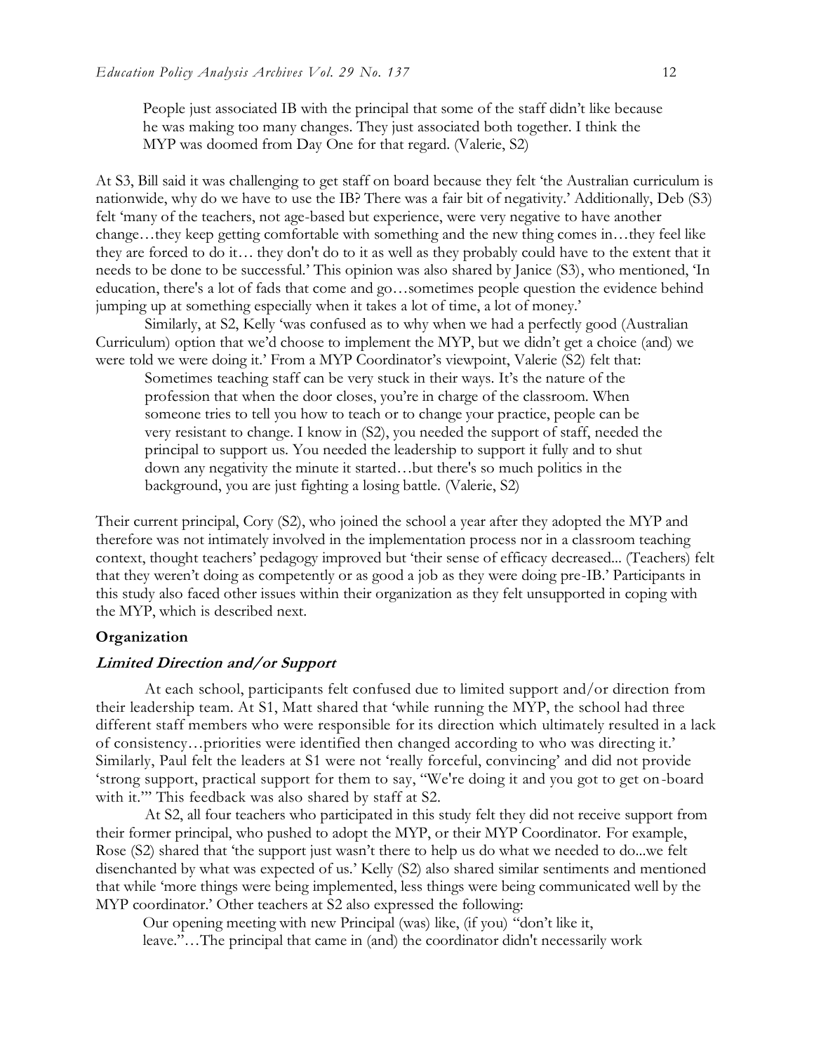> People just associated IB with the principal that some of the staff didn't like because he was making too many changes. They just associated both together. I think the MYP was doomed from Day One for that regard. (Valerie, S2)

At S3, Bill said it was challenging to get staff on board because they felt 'the Australian curriculum is nationwide, why do we have to use the IB? There was a fair bit of negativity.' Additionally, Deb (S3) felt 'many of the teachers, not age-based but experience, were very negative to have another change…they keep getting comfortable with something and the new thing comes in…they feel like they are forced to do it… they don't do to it as well as they probably could have to the extent that it needs to be done to be successful.' This opinion was also shared by Janice (S3), who mentioned, 'In education, there's a lot of fads that come and go…sometimes people question the evidence behind jumping up at something especially when it takes a lot of time, a lot of money.'

Similarly, at S2, Kelly 'was confused as to why when we had a perfectly good (Australian Curriculum) option that we'd choose to implement the MYP, but we didn't get a choice (and) we were told we were doing it.' From a MYP Coordinator's viewpoint, Valerie (S2) felt that:

> Sometimes teaching staff can be very stuck in their ways. It's the nature of the profession that when the door closes, you're in charge of the classroom. When someone tries to tell you how to teach or to change your practice, people can be very resistant to change. I know in (S2), you needed the support of staff, needed the principal to support us. You needed the leadership to support it fully and to shut down any negativity the minute it started…but there's so much politics in the background, you are just fighting a losing battle. (Valerie, S2)

Their current principal, Cory (S2), who joined the school a year after they adopted the MYP and therefore was not intimately involved in the implementation process nor in a classroom teaching context, thought teachers' pedagogy improved but 'their sense of efficacy decreased... (Teachers) felt that they weren't doing as competently or as good a job as they were doing pre-IB.' Participants in this study also faced other issues within their organization as they felt unsupported in coping with the MYP, which is described next.

**Organization**

***Limited Direction and/or Support***

At each school, participants felt confused due to limited support and/or direction from their leadership team. At S1, Matt shared that 'while running the MYP, the school had three different staff members who were responsible for its direction which ultimately resulted in a lack of consistency…priorities were identified then changed according to who was directing it.' Similarly, Paul felt the leaders at S1 were not 'really forceful, convincing' and did not provide 'strong support, practical support for them to say, "We're doing it and you got to get on-board with it."' This feedback was also shared by staff at S2.

At S2, all four teachers who participated in this study felt they did not receive support from their former principal, who pushed to adopt the MYP, or their MYP Coordinator. For example, Rose (S2) shared that 'the support just wasn't there to help us do what we needed to do...we felt disenchanted by what was expected of us.' Kelly (S2) also shared similar sentiments and mentioned that while 'more things were being implemented, less things were being communicated well by the MYP coordinator.' Other teachers at S2 also expressed the following:

> Our opening meeting with new Principal (was) like, (if you) "don't like it, leave."…The principal that came in (and) the coordinator didn't necessarily work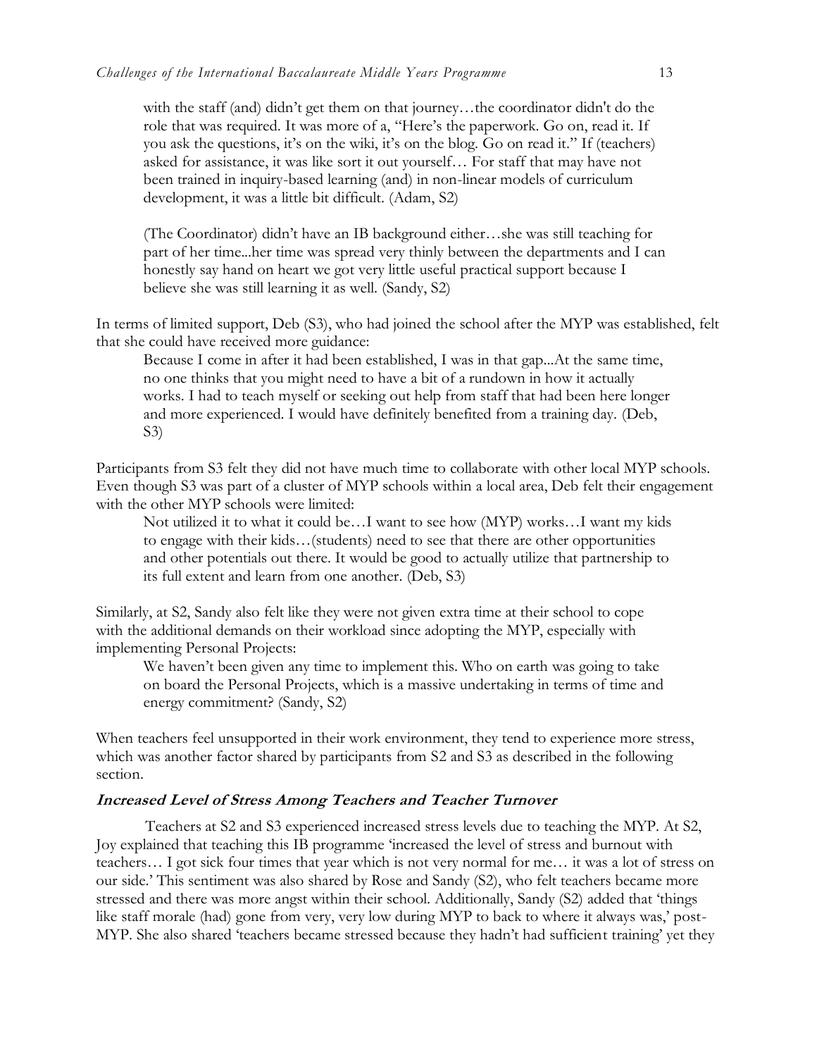> with the staff (and) didn't get them on that journey…the coordinator didn't do the role that was required. It was more of a, "Here's the paperwork. Go on, read it. If you ask the questions, it's on the wiki, it's on the blog. Go on read it." If (teachers) asked for assistance, it was like sort it out yourself… For staff that may have not been trained in inquiry-based learning (and) in non-linear models of curriculum development, it was a little bit difficult. (Adam, S2)

> (The Coordinator) didn't have an IB background either…she was still teaching for part of her time...her time was spread very thinly between the departments and I can honestly say hand on heart we got very little useful practical support because I believe she was still learning it as well. (Sandy, S2)

In terms of limited support, Deb (S3), who had joined the school after the MYP was established, felt that she could have received more guidance:

> Because I come in after it had been established, I was in that gap...At the same time, no one thinks that you might need to have a bit of a rundown in how it actually works. I had to teach myself or seeking out help from staff that had been here longer and more experienced. I would have definitely benefited from a training day. (Deb, S3)

Participants from S3 felt they did not have much time to collaborate with other local MYP schools. Even though S3 was part of a cluster of MYP schools within a local area, Deb felt their engagement with the other MYP schools were limited:

> Not utilized it to what it could be…I want to see how (MYP) works…I want my kids to engage with their kids…(students) need to see that there are other opportunities and other potentials out there. It would be good to actually utilize that partnership to its full extent and learn from one another. (Deb, S3)

Similarly, at S2, Sandy also felt like they were not given extra time at their school to cope with the additional demands on their workload since adopting the MYP, especially with implementing Personal Projects:

> We haven't been given any time to implement this. Who on earth was going to take on board the Personal Projects, which is a massive undertaking in terms of time and energy commitment? (Sandy, S2)

When teachers feel unsupported in their work environment, they tend to experience more stress, which was another factor shared by participants from S2 and S3 as described in the following section.

### *Increased Level of Stress Among Teachers and Teacher Turnover*

Teachers at S2 and S3 experienced increased stress levels due to teaching the MYP. At S2, Joy explained that teaching this IB programme 'increased the level of stress and burnout with teachers… I got sick four times that year which is not very normal for me… it was a lot of stress on our side.' This sentiment was also shared by Rose and Sandy (S2), who felt teachers became more stressed and there was more angst within their school. Additionally, Sandy (S2) added that 'things like staff morale (had) gone from very, very low during MYP to back to where it always was,' post-MYP. She also shared 'teachers became stressed because they hadn't had sufficient training' yet they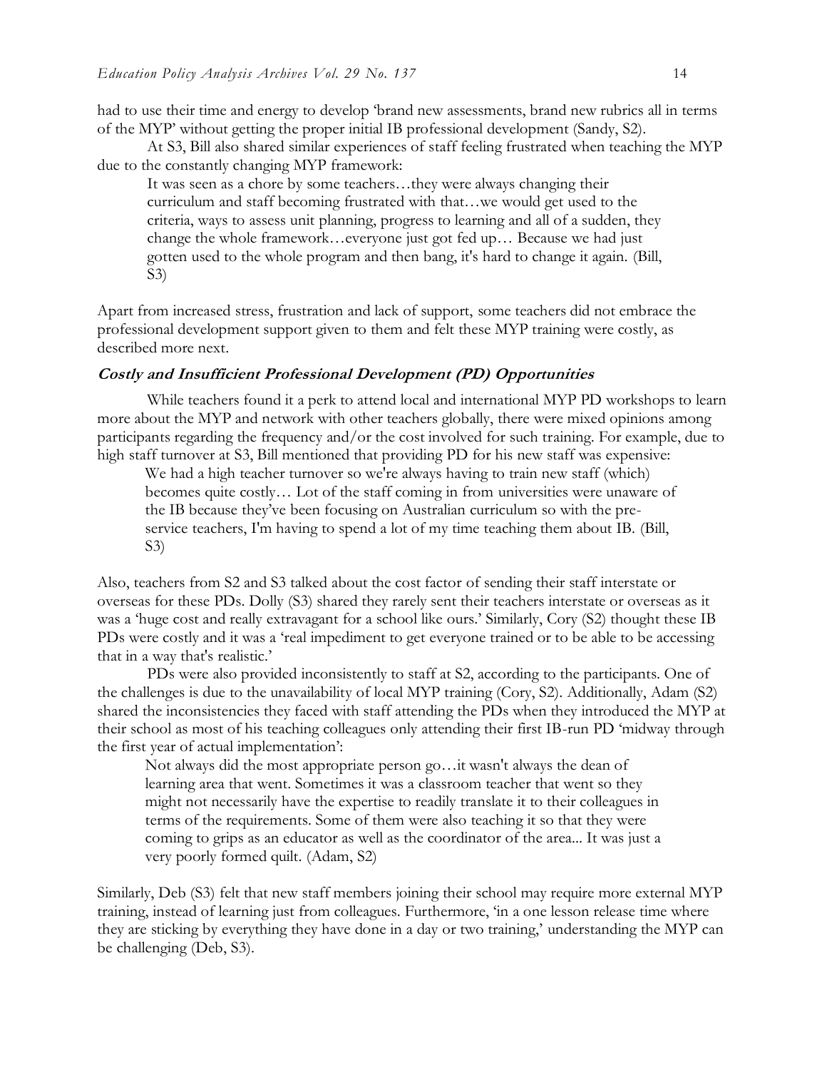had to use their time and energy to develop 'brand new assessments, brand new rubrics all in terms of the MYP' without getting the proper initial IB professional development (Sandy, S2).

At S3, Bill also shared similar experiences of staff feeling frustrated when teaching the MYP due to the constantly changing MYP framework:

> It was seen as a chore by some teachers…they were always changing their curriculum and staff becoming frustrated with that…we would get used to the criteria, ways to assess unit planning, progress to learning and all of a sudden, they change the whole framework…everyone just got fed up… Because we had just gotten used to the whole program and then bang, it's hard to change it again. (Bill, S3)

Apart from increased stress, frustration and lack of support, some teachers did not embrace the professional development support given to them and felt these MYP training were costly, as described more next.

#### *Costly and Insufficient Professional Development (PD) Opportunities*

While teachers found it a perk to attend local and international MYP PD workshops to learn more about the MYP and network with other teachers globally, there were mixed opinions among participants regarding the frequency and/or the cost involved for such training. For example, due to high staff turnover at S3, Bill mentioned that providing PD for his new staff was expensive:

> We had a high teacher turnover so we're always having to train new staff (which) becomes quite costly… Lot of the staff coming in from universities were unaware of the IB because they've been focusing on Australian curriculum so with the pre-service teachers, I'm having to spend a lot of my time teaching them about IB. (Bill, S3)

Also, teachers from S2 and S3 talked about the cost factor of sending their staff interstate or overseas for these PDs. Dolly (S3) shared they rarely sent their teachers interstate or overseas as it was a 'huge cost and really extravagant for a school like ours.' Similarly, Cory (S2) thought these IB PDs were costly and it was a 'real impediment to get everyone trained or to be able to be accessing that in a way that's realistic.'

PDs were also provided inconsistently to staff at S2, according to the participants. One of the challenges is due to the unavailability of local MYP training (Cory, S2). Additionally, Adam (S2) shared the inconsistencies they faced with staff attending the PDs when they introduced the MYP at their school as most of his teaching colleagues only attending their first IB-run PD 'midway through the first year of actual implementation':

> Not always did the most appropriate person go…it wasn't always the dean of learning area that went. Sometimes it was a classroom teacher that went so they might not necessarily have the expertise to readily translate it to their colleagues in terms of the requirements. Some of them were also teaching it so that they were coming to grips as an educator as well as the coordinator of the area... It was just a very poorly formed quilt. (Adam, S2)

Similarly, Deb (S3) felt that new staff members joining their school may require more external MYP training, instead of learning just from colleagues. Furthermore, 'in a one lesson release time where they are sticking by everything they have done in a day or two training,' understanding the MYP can be challenging (Deb, S3).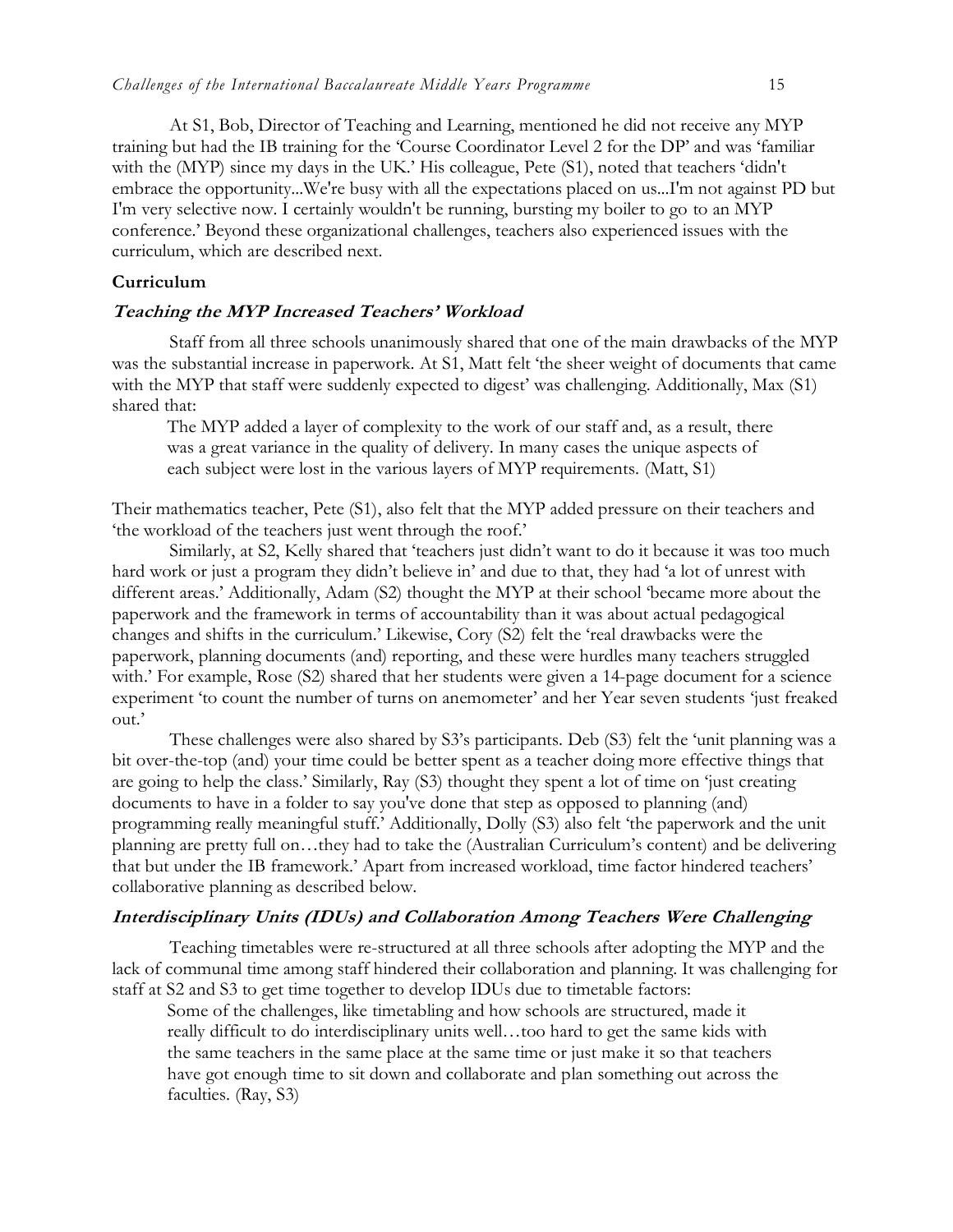At S1, Bob, Director of Teaching and Learning, mentioned he did not receive any MYP training but had the IB training for the 'Course Coordinator Level 2 for the DP' and was 'familiar with the (MYP) since my days in the UK.' His colleague, Pete (S1), noted that teachers 'didn't embrace the opportunity...We're busy with all the expectations placed on us...I'm not against PD but I'm very selective now. I certainly wouldn't be running, bursting my boiler to go to an MYP conference.' Beyond these organizational challenges, teachers also experienced issues with the curriculum, which are described next.

## Curriculum

### *Teaching the MYP Increased Teachers' Workload*

Staff from all three schools unanimously shared that one of the main drawbacks of the MYP was the substantial increase in paperwork. At S1, Matt felt 'the sheer weight of documents that came with the MYP that staff were suddenly expected to digest' was challenging. Additionally, Max (S1) shared that:

> The MYP added a layer of complexity to the work of our staff and, as a result, there was a great variance in the quality of delivery. In many cases the unique aspects of each subject were lost in the various layers of MYP requirements. (Matt, S1)

Their mathematics teacher, Pete (S1), also felt that the MYP added pressure on their teachers and 'the workload of the teachers just went through the roof.'

Similarly, at S2, Kelly shared that 'teachers just didn't want to do it because it was too much hard work or just a program they didn't believe in' and due to that, they had 'a lot of unrest with different areas.' Additionally, Adam (S2) thought the MYP at their school 'became more about the paperwork and the framework in terms of accountability than it was about actual pedagogical changes and shifts in the curriculum.' Likewise, Cory (S2) felt the 'real drawbacks were the paperwork, planning documents (and) reporting, and these were hurdles many teachers struggled with.' For example, Rose (S2) shared that her students were given a 14-page document for a science experiment 'to count the number of turns on anemometer' and her Year seven students 'just freaked out.'

These challenges were also shared by S3's participants. Deb (S3) felt the 'unit planning was a bit over-the-top (and) your time could be better spent as a teacher doing more effective things that are going to help the class.' Similarly, Ray (S3) thought they spent a lot of time on 'just creating documents to have in a folder to say you've done that step as opposed to planning (and) programming really meaningful stuff.' Additionally, Dolly (S3) also felt 'the paperwork and the unit planning are pretty full on…they had to take the (Australian Curriculum's content) and be delivering that but under the IB framework.' Apart from increased workload, time factor hindered teachers' collaborative planning as described below.

### *Interdisciplinary Units (IDUs) and Collaboration Among Teachers Were Challenging*

Teaching timetables were re-structured at all three schools after adopting the MYP and the lack of communal time among staff hindered their collaboration and planning. It was challenging for staff at S2 and S3 to get time together to develop IDUs due to timetable factors:

> Some of the challenges, like timetabling and how schools are structured, made it really difficult to do interdisciplinary units well…too hard to get the same kids with the same teachers in the same place at the same time or just make it so that teachers have got enough time to sit down and collaborate and plan something out across the faculties. (Ray, S3)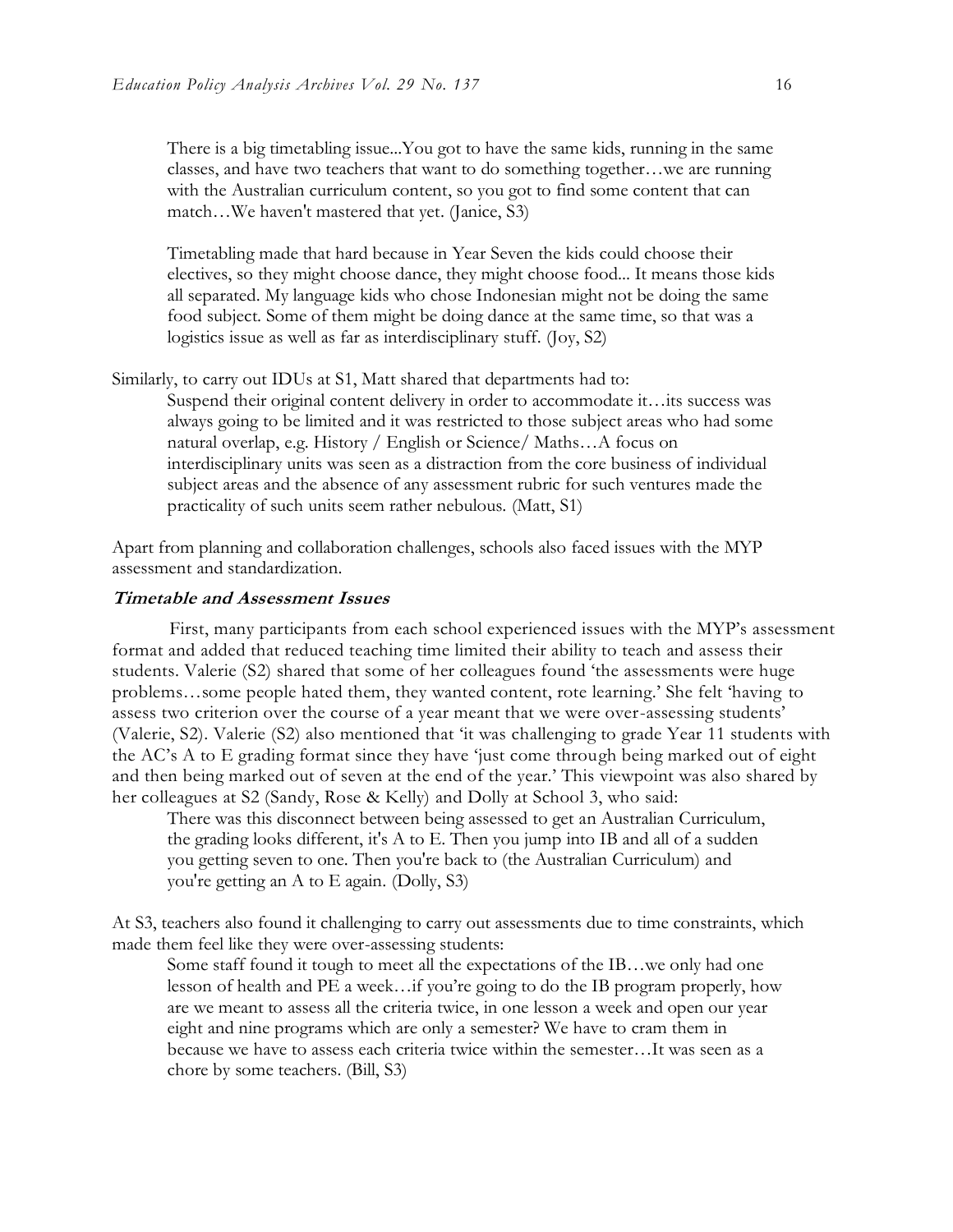> There is a big timetabling issue...You got to have the same kids, running in the same classes, and have two teachers that want to do something together…we are running with the Australian curriculum content, so you got to find some content that can match…We haven't mastered that yet. (Janice, S3)

> Timetabling made that hard because in Year Seven the kids could choose their electives, so they might choose dance, they might choose food... It means those kids all separated. My language kids who chose Indonesian might not be doing the same food subject. Some of them might be doing dance at the same time, so that was a logistics issue as well as far as interdisciplinary stuff. (Joy, S2)

Similarly, to carry out IDUs at S1, Matt shared that departments had to:

> Suspend their original content delivery in order to accommodate it…its success was always going to be limited and it was restricted to those subject areas who had some natural overlap, e.g. History / English or Science/ Maths…A focus on interdisciplinary units was seen as a distraction from the core business of individual subject areas and the absence of any assessment rubric for such ventures made the practicality of such units seem rather nebulous. (Matt, S1)

Apart from planning and collaboration challenges, schools also faced issues with the MYP assessment and standardization.

### *Timetable and Assessment Issues*

First, many participants from each school experienced issues with the MYP's assessment format and added that reduced teaching time limited their ability to teach and assess their students. Valerie (S2) shared that some of her colleagues found 'the assessments were huge problems…some people hated them, they wanted content, rote learning.' She felt 'having to assess two criterion over the course of a year meant that we were over-assessing students' (Valerie, S2). Valerie (S2) also mentioned that 'it was challenging to grade Year 11 students with the AC's A to E grading format since they have 'just come through being marked out of eight and then being marked out of seven at the end of the year.' This viewpoint was also shared by her colleagues at S2 (Sandy, Rose & Kelly) and Dolly at School 3, who said:

> There was this disconnect between being assessed to get an Australian Curriculum, the grading looks different, it's A to E. Then you jump into IB and all of a sudden you getting seven to one. Then you're back to (the Australian Curriculum) and you're getting an A to E again. (Dolly, S3)

At S3, teachers also found it challenging to carry out assessments due to time constraints, which made them feel like they were over-assessing students:

> Some staff found it tough to meet all the expectations of the IB…we only had one lesson of health and PE a week…if you're going to do the IB program properly, how are we meant to assess all the criteria twice, in one lesson a week and open our year eight and nine programs which are only a semester? We have to cram them in because we have to assess each criteria twice within the semester…It was seen as a chore by some teachers. (Bill, S3)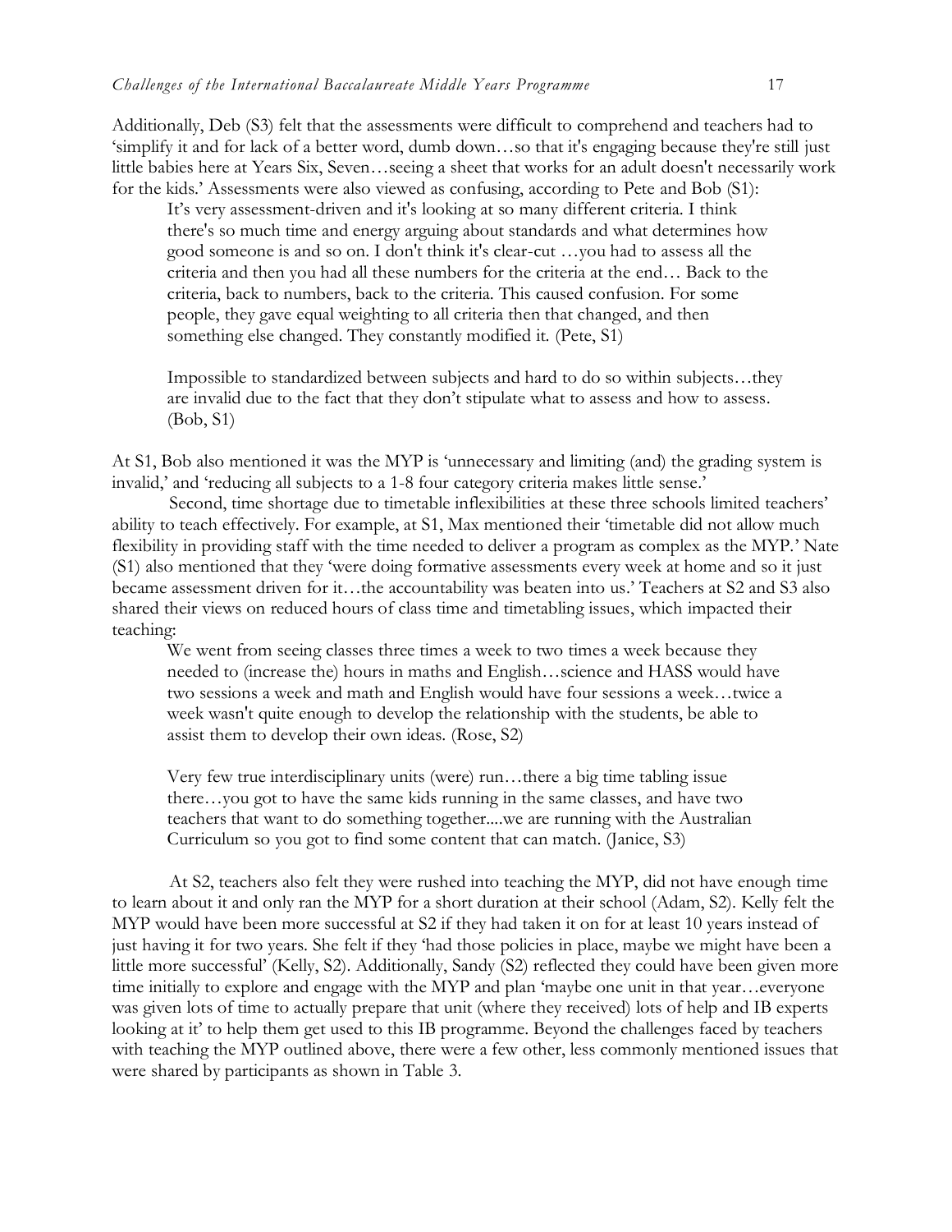Additionally, Deb (S3) felt that the assessments were difficult to comprehend and teachers had to 'simplify it and for lack of a better word, dumb down…so that it's engaging because they're still just little babies here at Years Six, Seven…seeing a sheet that works for an adult doesn't necessarily work for the kids.' Assessments were also viewed as confusing, according to Pete and Bob (S1):

> It's very assessment-driven and it's looking at so many different criteria. I think there's so much time and energy arguing about standards and what determines how good someone is and so on. I don't think it's clear-cut …you had to assess all the criteria and then you had all these numbers for the criteria at the end… Back to the criteria, back to numbers, back to the criteria. This caused confusion. For some people, they gave equal weighting to all criteria then that changed, and then something else changed. They constantly modified it. (Pete, S1)
>
> Impossible to standardized between subjects and hard to do so within subjects…they are invalid due to the fact that they don't stipulate what to assess and how to assess. (Bob, S1)

At S1, Bob also mentioned it was the MYP is 'unnecessary and limiting (and) the grading system is invalid,' and 'reducing all subjects to a 1-8 four category criteria makes little sense.'

Second, time shortage due to timetable inflexibilities at these three schools limited teachers' ability to teach effectively. For example, at S1, Max mentioned their 'timetable did not allow much flexibility in providing staff with the time needed to deliver a program as complex as the MYP.' Nate (S1) also mentioned that they 'were doing formative assessments every week at home and so it just became assessment driven for it…the accountability was beaten into us.' Teachers at S2 and S3 also shared their views on reduced hours of class time and timetabling issues, which impacted their teaching:

> We went from seeing classes three times a week to two times a week because they needed to (increase the) hours in maths and English…science and HASS would have two sessions a week and math and English would have four sessions a week…twice a week wasn't quite enough to develop the relationship with the students, be able to assist them to develop their own ideas. (Rose, S2)
>
> Very few true interdisciplinary units (were) run…there a big time tabling issue there…you got to have the same kids running in the same classes, and have two teachers that want to do something together....we are running with the Australian Curriculum so you got to find some content that can match. (Janice, S3)

At S2, teachers also felt they were rushed into teaching the MYP, did not have enough time to learn about it and only ran the MYP for a short duration at their school (Adam, S2). Kelly felt the MYP would have been more successful at S2 if they had taken it on for at least 10 years instead of just having it for two years. She felt if they 'had those policies in place, maybe we might have been a little more successful' (Kelly, S2). Additionally, Sandy (S2) reflected they could have been given more time initially to explore and engage with the MYP and plan 'maybe one unit in that year…everyone was given lots of time to actually prepare that unit (where they received) lots of help and IB experts looking at it' to help them get used to this IB programme. Beyond the challenges faced by teachers with teaching the MYP outlined above, there were a few other, less commonly mentioned issues that were shared by participants as shown in Table 3.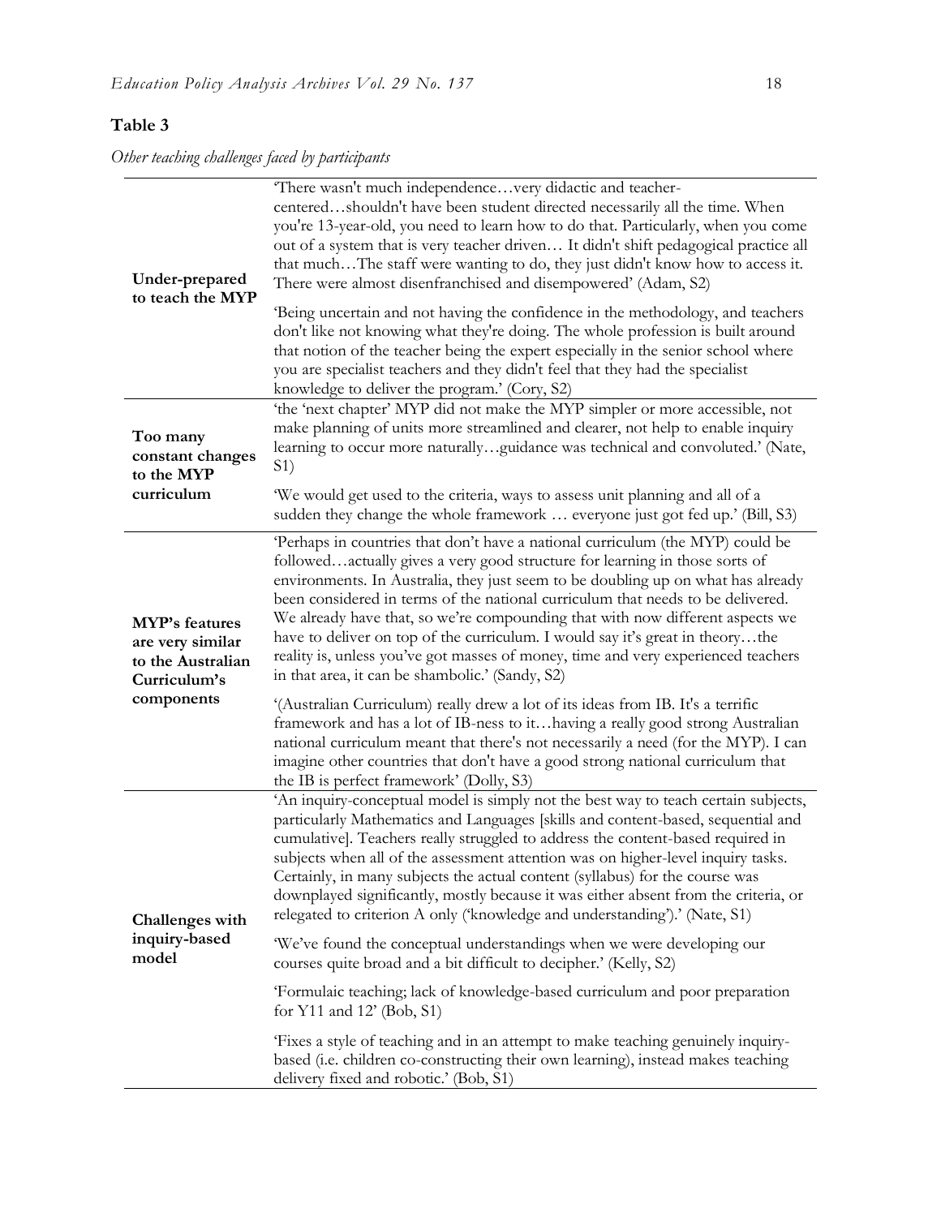**Table 3**

*Other teaching challenges faced by participants*

| | |
|---|---|
| **Under-prepared to teach the MYP** | 'There wasn't much independence…very didactic and teacher-centered…shouldn't have been student directed necessarily all the time. When you're 13-year-old, you need to learn how to do that. Particularly, when you come out of a system that is very teacher driven… It didn't shift pedagogical practice all that much…The staff were wanting to do, they just didn't know how to access it. There were almost disenfranchised and disempowered' (Adam, S2)<br><br>'Being uncertain and not having the confidence in the methodology, and teachers don't like not knowing what they're doing. The whole profession is built around that notion of the teacher being the expert especially in the senior school where you are specialist teachers and they didn't feel that they had the specialist knowledge to deliver the program.' (Cory, S2) |
| **Too many constant changes to the MYP curriculum** | 'the 'next chapter' MYP did not make the MYP simpler or more accessible, not make planning of units more streamlined and clearer, not help to enable inquiry learning to occur more naturally…guidance was technical and convoluted.' (Nate, S1)<br><br>'We would get used to the criteria, ways to assess unit planning and all of a sudden they change the whole framework … everyone just got fed up.' (Bill, S3) |
| **MYP's features are very similar to the Australian Curriculum's components** | 'Perhaps in countries that don't have a national curriculum (the MYP) could be followed…actually gives a very good structure for learning in those sorts of environments. In Australia, they just seem to be doubling up on what has already been considered in terms of the national curriculum that needs to be delivered. We already have that, so we're compounding that with now different aspects we have to deliver on top of the curriculum. I would say it's great in theory…the reality is, unless you've got masses of money, time and very experienced teachers in that area, it can be shambolic.' (Sandy, S2)<br><br>'(Australian Curriculum) really drew a lot of its ideas from IB. It's a terrific framework and has a lot of IB-ness to it…having a really good strong Australian national curriculum meant that there's not necessarily a need (for the MYP). I can imagine other countries that don't have a good strong national curriculum that the IB is perfect framework' (Dolly, S3) |
| **Challenges with inquiry-based model** | 'An inquiry-conceptual model is simply not the best way to teach certain subjects, particularly Mathematics and Languages [skills and content-based, sequential and cumulative]. Teachers really struggled to address the content-based required in subjects when all of the assessment attention was on higher-level inquiry tasks. Certainly, in many subjects the actual content (syllabus) for the course was downplayed significantly, mostly because it was either absent from the criteria, or relegated to criterion A only ('knowledge and understanding').' (Nate, S1)<br><br>'We've found the conceptual understandings when we were developing our courses quite broad and a bit difficult to decipher.' (Kelly, S2)<br><br>'Formulaic teaching; lack of knowledge-based curriculum and poor preparation for Y11 and 12' (Bob, S1)<br><br>'Fixes a style of teaching and in an attempt to make teaching genuinely inquiry-based (i.e. children co-constructing their own learning), instead makes teaching delivery fixed and robotic.' (Bob, S1) |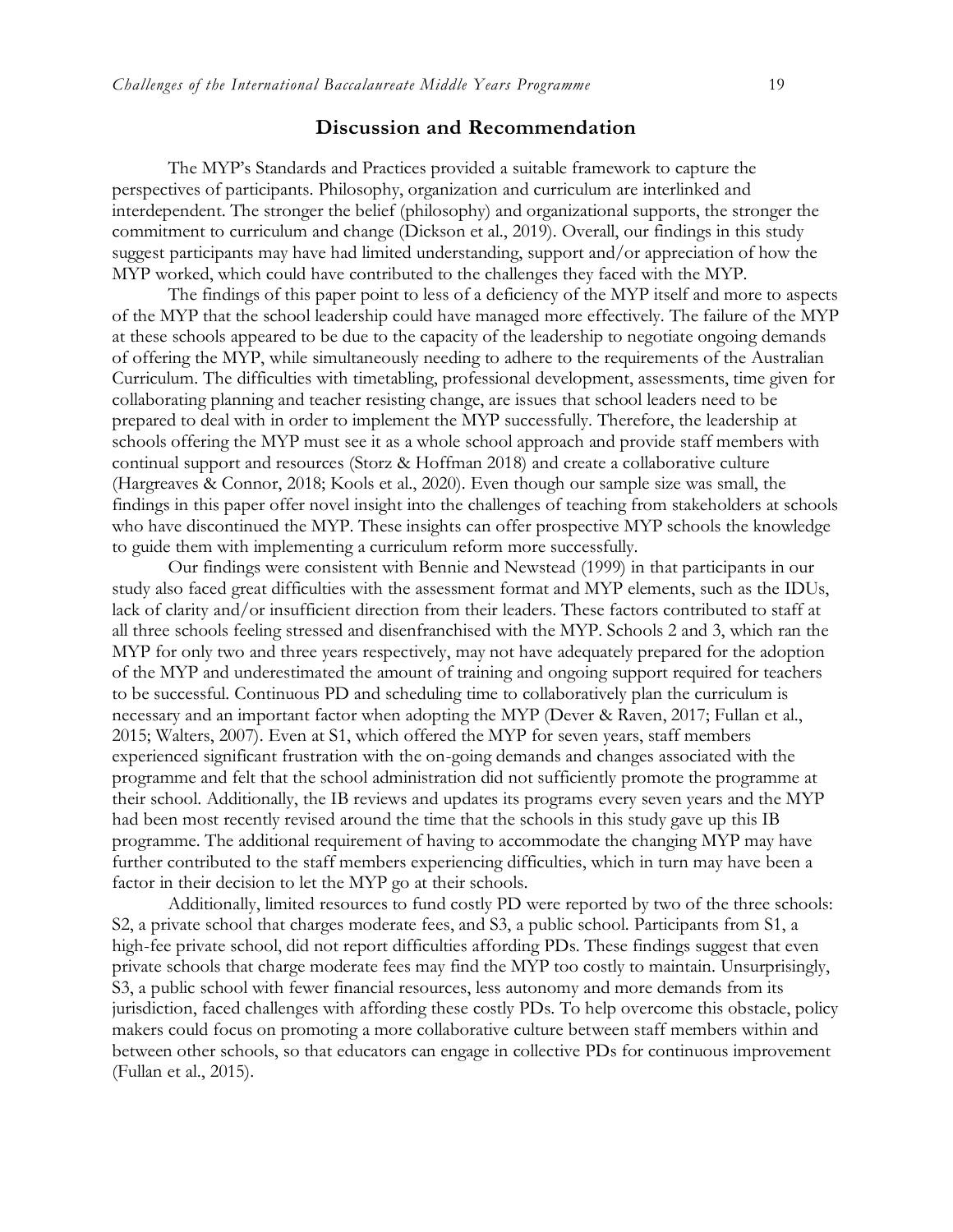## Discussion and Recommendation

The MYP's Standards and Practices provided a suitable framework to capture the perspectives of participants. Philosophy, organization and curriculum are interlinked and interdependent. The stronger the belief (philosophy) and organizational supports, the stronger the commitment to curriculum and change (Dickson et al., 2019). Overall, our findings in this study suggest participants may have had limited understanding, support and/or appreciation of how the MYP worked, which could have contributed to the challenges they faced with the MYP.

The findings of this paper point to less of a deficiency of the MYP itself and more to aspects of the MYP that the school leadership could have managed more effectively. The failure of the MYP at these schools appeared to be due to the capacity of the leadership to negotiate ongoing demands of offering the MYP, while simultaneously needing to adhere to the requirements of the Australian Curriculum. The difficulties with timetabling, professional development, assessments, time given for collaborating planning and teacher resisting change, are issues that school leaders need to be prepared to deal with in order to implement the MYP successfully. Therefore, the leadership at schools offering the MYP must see it as a whole school approach and provide staff members with continual support and resources (Storz & Hoffman 2018) and create a collaborative culture (Hargreaves & Connor, 2018; Kools et al., 2020). Even though our sample size was small, the findings in this paper offer novel insight into the challenges of teaching from stakeholders at schools who have discontinued the MYP. These insights can offer prospective MYP schools the knowledge to guide them with implementing a curriculum reform more successfully.

Our findings were consistent with Bennie and Newstead (1999) in that participants in our study also faced great difficulties with the assessment format and MYP elements, such as the IDUs, lack of clarity and/or insufficient direction from their leaders. These factors contributed to staff at all three schools feeling stressed and disenfranchised with the MYP. Schools 2 and 3, which ran the MYP for only two and three years respectively, may not have adequately prepared for the adoption of the MYP and underestimated the amount of training and ongoing support required for teachers to be successful. Continuous PD and scheduling time to collaboratively plan the curriculum is necessary and an important factor when adopting the MYP (Dever & Raven, 2017; Fullan et al., 2015; Walters, 2007). Even at S1, which offered the MYP for seven years, staff members experienced significant frustration with the on-going demands and changes associated with the programme and felt that the school administration did not sufficiently promote the programme at their school. Additionally, the IB reviews and updates its programs every seven years and the MYP had been most recently revised around the time that the schools in this study gave up this IB programme. The additional requirement of having to accommodate the changing MYP may have further contributed to the staff members experiencing difficulties, which in turn may have been a factor in their decision to let the MYP go at their schools.

Additionally, limited resources to fund costly PD were reported by two of the three schools: S2, a private school that charges moderate fees, and S3, a public school. Participants from S1, a high-fee private school, did not report difficulties affording PDs. These findings suggest that even private schools that charge moderate fees may find the MYP too costly to maintain. Unsurprisingly, S3, a public school with fewer financial resources, less autonomy and more demands from its jurisdiction, faced challenges with affording these costly PDs. To help overcome this obstacle, policy makers could focus on promoting a more collaborative culture between staff members within and between other schools, so that educators can engage in collective PDs for continuous improvement (Fullan et al., 2015).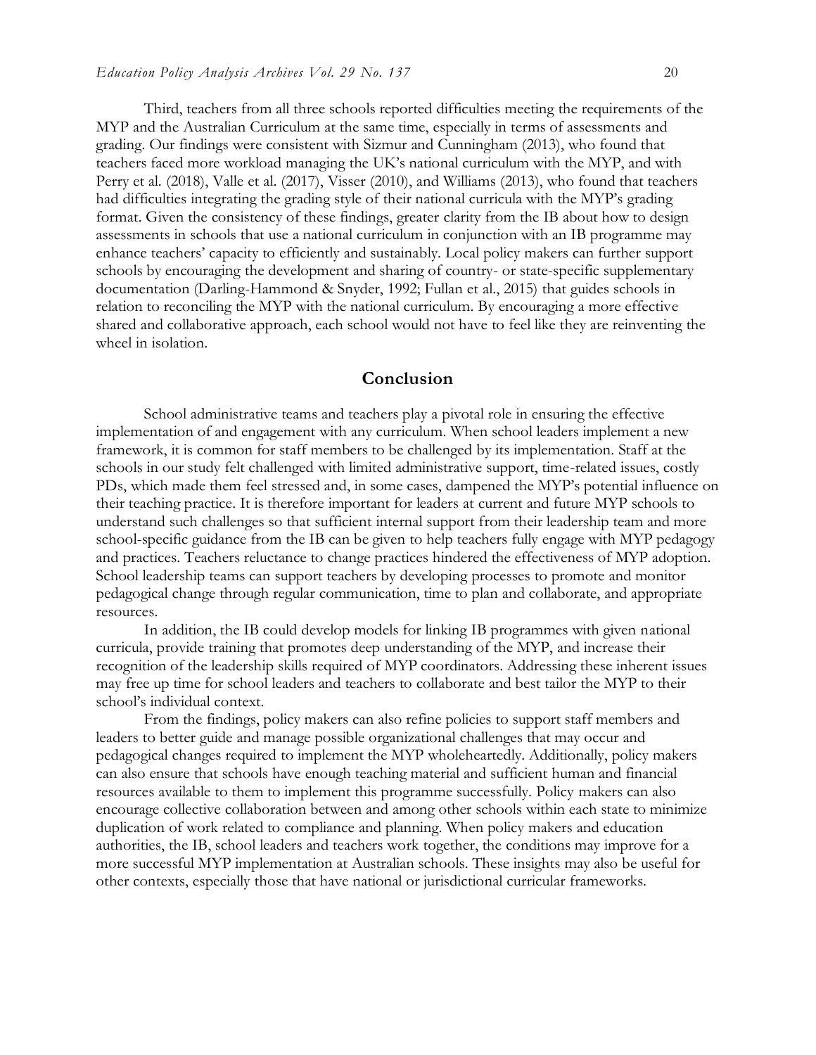Third, teachers from all three schools reported difficulties meeting the requirements of the MYP and the Australian Curriculum at the same time, especially in terms of assessments and grading. Our findings were consistent with Sizmur and Cunningham (2013), who found that teachers faced more workload managing the UK's national curriculum with the MYP, and with Perry et al. (2018), Valle et al. (2017), Visser (2010), and Williams (2013), who found that teachers had difficulties integrating the grading style of their national curricula with the MYP's grading format. Given the consistency of these findings, greater clarity from the IB about how to design assessments in schools that use a national curriculum in conjunction with an IB programme may enhance teachers' capacity to efficiently and sustainably. Local policy makers can further support schools by encouraging the development and sharing of country- or state-specific supplementary documentation (Darling-Hammond & Snyder, 1992; Fullan et al., 2015) that guides schools in relation to reconciling the MYP with the national curriculum. By encouraging a more effective shared and collaborative approach, each school would not have to feel like they are reinventing the wheel in isolation.

## Conclusion

School administrative teams and teachers play a pivotal role in ensuring the effective implementation of and engagement with any curriculum. When school leaders implement a new framework, it is common for staff members to be challenged by its implementation. Staff at the schools in our study felt challenged with limited administrative support, time-related issues, costly PDs, which made them feel stressed and, in some cases, dampened the MYP's potential influence on their teaching practice. It is therefore important for leaders at current and future MYP schools to understand such challenges so that sufficient internal support from their leadership team and more school-specific guidance from the IB can be given to help teachers fully engage with MYP pedagogy and practices. Teachers reluctance to change practices hindered the effectiveness of MYP adoption. School leadership teams can support teachers by developing processes to promote and monitor pedagogical change through regular communication, time to plan and collaborate, and appropriate resources.

In addition, the IB could develop models for linking IB programmes with given national curricula, provide training that promotes deep understanding of the MYP, and increase their recognition of the leadership skills required of MYP coordinators. Addressing these inherent issues may free up time for school leaders and teachers to collaborate and best tailor the MYP to their school's individual context.

From the findings, policy makers can also refine policies to support staff members and leaders to better guide and manage possible organizational challenges that may occur and pedagogical changes required to implement the MYP wholeheartedly. Additionally, policy makers can also ensure that schools have enough teaching material and sufficient human and financial resources available to them to implement this programme successfully. Policy makers can also encourage collective collaboration between and among other schools within each state to minimize duplication of work related to compliance and planning. When policy makers and education authorities, the IB, school leaders and teachers work together, the conditions may improve for a more successful MYP implementation at Australian schools. These insights may also be useful for other contexts, especially those that have national or jurisdictional curricular frameworks.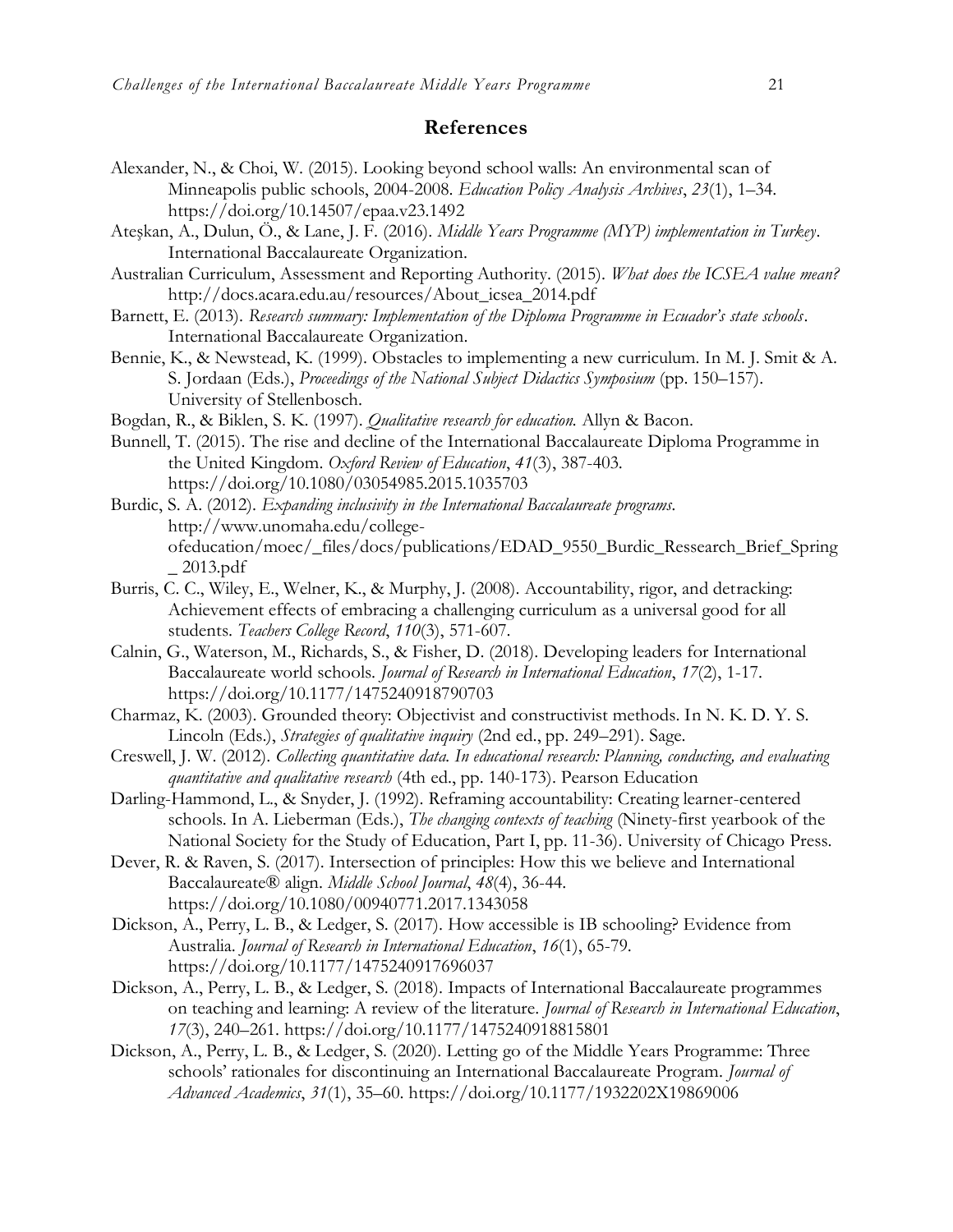## References

Alexander, N., & Choi, W. (2015). Looking beyond school walls: An environmental scan of Minneapolis public schools, 2004-2008. *Education Policy Analysis Archives*, *23*(1), 1–34. https://doi.org/10.14507/epaa.v23.1492

Ateşkan, A., Dulun, Ö., & Lane, J. F. (2016). *Middle Years Programme (MYP) implementation in Turkey*. International Baccalaureate Organization.

Australian Curriculum, Assessment and Reporting Authority. (2015). *What does the ICSEA value mean?* http://docs.acara.edu.au/resources/About_icsea_2014.pdf

Barnett, E. (2013). *Research summary: Implementation of the Diploma Programme in Ecuador's state schools*. International Baccalaureate Organization.

Bennie, K., & Newstead, K. (1999). Obstacles to implementing a new curriculum. In M. J. Smit & A. S. Jordaan (Eds.), *Proceedings of the National Subject Didactics Symposium* (pp. 150–157). University of Stellenbosch.

Bogdan, R., & Biklen, S. K. (1997). *Qualitative research for education.* Allyn & Bacon.

Bunnell, T. (2015). The rise and decline of the International Baccalaureate Diploma Programme in the United Kingdom. *Oxford Review of Education*, *41*(3), 387-403. https://doi.org/10.1080/03054985.2015.1035703

Burdic, S. A. (2012). *Expanding inclusivity in the International Baccalaureate programs*. http://www.unomaha.edu/college-ofeducation/moec/_files/docs/publications/EDAD_9550_Burdic_Ressearch_Brief_Spring_ 2013.pdf

Burris, C. C., Wiley, E., Welner, K., & Murphy, J. (2008). Accountability, rigor, and detracking: Achievement effects of embracing a challenging curriculum as a universal good for all students. *Teachers College Record*, *110*(3), 571-607.

Calnin, G., Waterson, M., Richards, S., & Fisher, D. (2018). Developing leaders for International Baccalaureate world schools. *Journal of Research in International Education*, *17*(2), 1-17. https://doi.org/10.1177/1475240918790703

Charmaz, K. (2003). Grounded theory: Objectivist and constructivist methods. In N. K. D. Y. S. Lincoln (Eds.), *Strategies of qualitative inquiry* (2nd ed., pp. 249–291). Sage.

Creswell, J. W. (2012). *Collecting quantitative data. In educational research: Planning, conducting, and evaluating quantitative and qualitative research* (4th ed., pp. 140-173). Pearson Education

Darling-Hammond, L., & Snyder, J. (1992). Reframing accountability: Creating learner-centered schools. In A. Lieberman (Eds.), *The changing contexts of teaching* (Ninety-first yearbook of the National Society for the Study of Education, Part I, pp. 11-36). University of Chicago Press.

Dever, R. & Raven, S. (2017). Intersection of principles: How this we believe and International Baccalaureate® align. *Middle School Journal*, *48*(4), 36-44. https://doi.org/10.1080/00940771.2017.1343058

Dickson, A., Perry, L. B., & Ledger, S. (2017). How accessible is IB schooling? Evidence from Australia. *Journal of Research in International Education*, *16*(1), 65-79. https://doi.org/10.1177/1475240917696037

Dickson, A., Perry, L. B., & Ledger, S. (2018). Impacts of International Baccalaureate programmes on teaching and learning: A review of the literature. *Journal of Research in International Education*, *17*(3), 240–261. https://doi.org/10.1177/1475240918815801

Dickson, A., Perry, L. B., & Ledger, S. (2020). Letting go of the Middle Years Programme: Three schools' rationales for discontinuing an International Baccalaureate Program. *Journal of Advanced Academics*, *31*(1), 35–60. https://doi.org/10.1177/1932202X19869006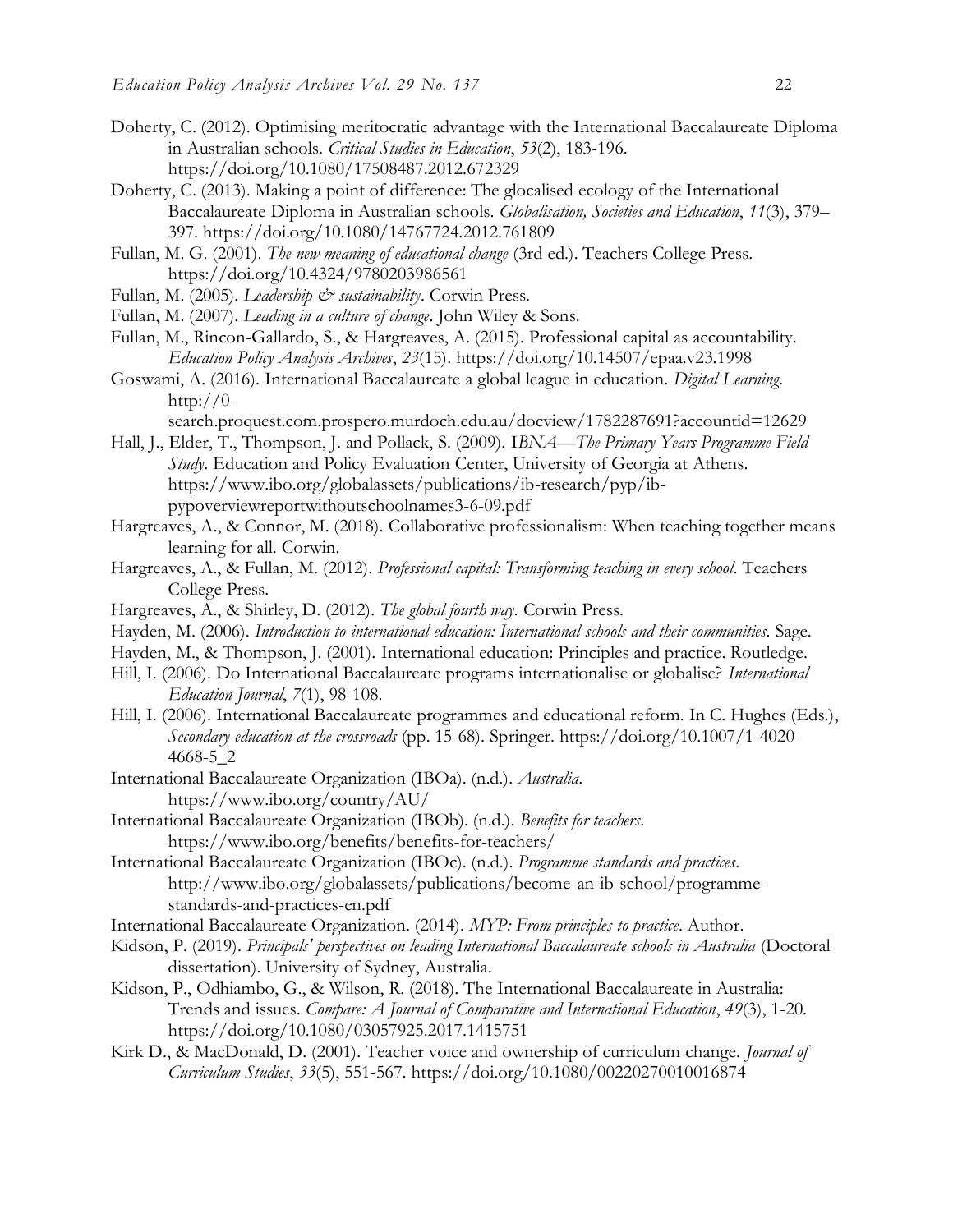Doherty, C. (2012). Optimising meritocratic advantage with the International Baccalaureate Diploma in Australian schools. *Critical Studies in Education*, *53*(2), 183-196. https://doi.org/10.1080/17508487.2012.672329

Doherty, C. (2013). Making a point of difference: The glocalised ecology of the International Baccalaureate Diploma in Australian schools. *Globalisation, Societies and Education*, *11*(3), 379–397. https://doi.org/10.1080/14767724.2012.761809

Fullan, M. G. (2001). *The new meaning of educational change* (3rd ed.). Teachers College Press. https://doi.org/10.4324/9780203986561

Fullan, M. (2005). *Leadership & sustainability*. Corwin Press.

Fullan, M. (2007). *Leading in a culture of change*. John Wiley & Sons.

Fullan, M., Rincon-Gallardo, S., & Hargreaves, A. (2015). Professional capital as accountability. *Education Policy Analysis Archives*, *23*(15). https://doi.org/10.14507/epaa.v23.1998

Goswami, A. (2016). International Baccalaureate a global league in education. *Digital Learning*. http://0-search.proquest.com.prospero.murdoch.edu.au/docview/1782287691?accountid=12629

Hall, J., Elder, T., Thompson, J. and Pollack, S. (2009). I*BNA—The Primary Years Programme Field Study*. Education and Policy Evaluation Center, University of Georgia at Athens. https://www.ibo.org/globalassets/publications/ib-research/pyp/ib-pypoverviewreportwithoutschoolnames3-6-09.pdf

Hargreaves, A., & Connor, M. (2018). Collaborative professionalism: When teaching together means learning for all. Corwin.

Hargreaves, A., & Fullan, M. (2012). *Professional capital: Transforming teaching in every school*. Teachers College Press.

Hargreaves, A., & Shirley, D. (2012). *The global fourth way*. Corwin Press.

Hayden, M. (2006). *Introduction to international education: International schools and their communities*. Sage.

Hayden, M., & Thompson, J. (2001). International education: Principles and practice. Routledge.

Hill, I. (2006). Do International Baccalaureate programs internationalise or globalise? *International Education Journal*, *7*(1), 98-108.

Hill, I. (2006). International Baccalaureate programmes and educational reform. In C. Hughes (Eds.), *Secondary education at the crossroads* (pp. 15-68). Springer. https://doi.org/10.1007/1-4020-4668-5_2

International Baccalaureate Organization (IBOa). (n.d.). *Australia*. https://www.ibo.org/country/AU/

International Baccalaureate Organization (IBOb). (n.d.). *Benefits for teachers*. https://www.ibo.org/benefits/benefits-for-teachers/

International Baccalaureate Organization (IBOc). (n.d.). *Programme standards and practices*. http://www.ibo.org/globalassets/publications/become-an-ib-school/programme-standards-and-practices-en.pdf

International Baccalaureate Organization. (2014). *MYP: From principles to practice*. Author.

Kidson, P. (2019). *Principals' perspectives on leading International Baccalaureate schools in Australia* (Doctoral dissertation). University of Sydney, Australia.

Kidson, P., Odhiambo, G., & Wilson, R. (2018). The International Baccalaureate in Australia: Trends and issues. *Compare: A Journal of Comparative and International Education*, *49*(3), 1-20. https://doi.org/10.1080/03057925.2017.1415751

Kirk D., & MacDonald, D. (2001). Teacher voice and ownership of curriculum change. *Journal of Curriculum Studies*, *33*(5), 551-567. https://doi.org/10.1080/00220270010016874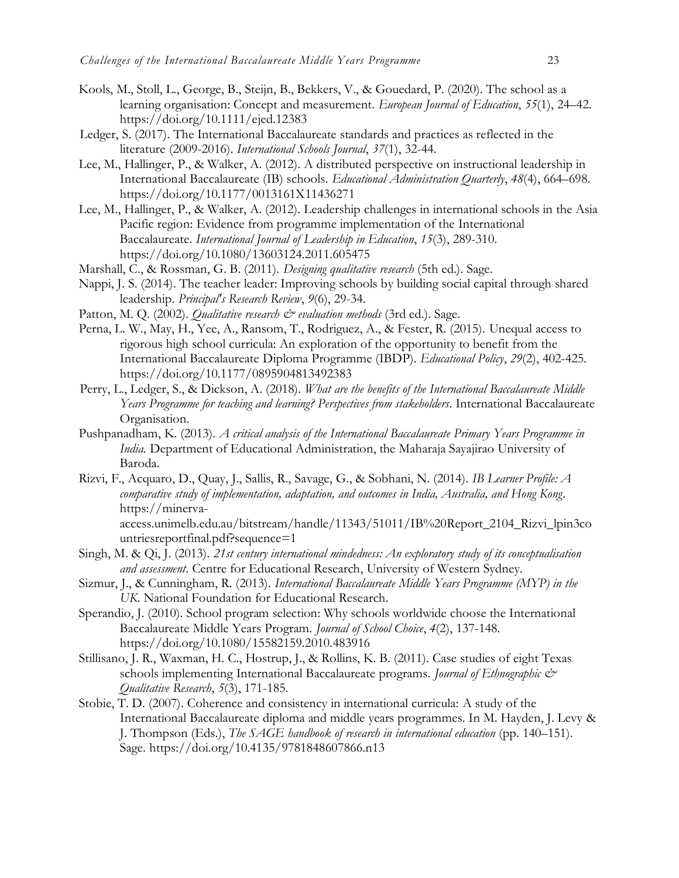Kools, M., Stoll, L., George, B., Steijn, B., Bekkers, V., & Gouedard, P. (2020). The school as a learning organisation: Concept and measurement. *European Journal of Education*, *55*(1), 24–42. https://doi.org/10.1111/ejed.12383

Ledger, S. (2017). The International Baccalaureate standards and practices as reflected in the literature (2009-2016). *International Schools Journal*, *37*(1), 32-44.

Lee, M., Hallinger, P., & Walker, A. (2012). A distributed perspective on instructional leadership in International Baccalaureate (IB) schools. *Educational Administration Quarterly*, *48*(4), 664–698. https://doi.org/10.1177/0013161X11436271

Lee, M., Hallinger, P., & Walker, A. (2012). Leadership challenges in international schools in the Asia Pacific region: Evidence from programme implementation of the International Baccalaureate. *International Journal of Leadership in Education*, *15*(3), 289-310. https://doi.org/10.1080/13603124.2011.605475

Marshall, C., & Rossman, G. B. (2011). *Designing qualitative research* (5th ed.). Sage.

Nappi, J. S. (2014). The teacher leader: Improving schools by building social capital through shared leadership. *Principal's Research Review*, *9*(6), 29-34.

Patton, M. Q. (2002). *Qualitative research & evaluation methods* (3rd ed.). Sage.

Perna, L. W., May, H., Yee, A., Ransom, T., Rodriguez, A., & Fester, R. (2015). Unequal access to rigorous high school curricula: An exploration of the opportunity to benefit from the International Baccalaureate Diploma Programme (IBDP). *Educational Policy*, *29*(2), 402-425. https://doi.org/10.1177/0895904813492383

Perry, L., Ledger, S., & Dickson, A. (2018). *What are the benefits of the International Baccalaureate Middle Years Programme for teaching and learning? Perspectives from stakeholders*. International Baccalaureate Organisation.

Pushpanadham, K. (2013). *A critical analysis of the International Baccalaureate Primary Years Programme in India*. Department of Educational Administration, the Maharaja Sayajirao University of Baroda.

Rizvi, F., Acquaro, D., Quay, J., Sallis, R., Savage, G., & Sobhani, N. (2014). *IB Learner Profile: A comparative study of implementation, adaptation, and outcomes in India, Australia, and Hong Kong*. https://minerva-access.unimelb.edu.au/bitstream/handle/11343/51011/IB%20Report_2104_Rizvi_lpin3countriesreportfinal.pdf?sequence=1

Singh, M. & Qi, J. (2013). *21st century international mindedness: An exploratory study of its conceptualisation and assessment*. Centre for Educational Research, University of Western Sydney.

Sizmur, J., & Cunningham, R. (2013). *International Baccalaureate Middle Years Programme (MYP) in the UK*. National Foundation for Educational Research.

Sperandio, J. (2010). School program selection: Why schools worldwide choose the International Baccalaureate Middle Years Program. *Journal of School Choice*, *4*(2), 137-148. https://doi.org/10.1080/15582159.2010.483916

Stillisano, J. R., Waxman, H. C., Hostrup, J., & Rollins, K. B. (2011). Case studies of eight Texas schools implementing International Baccalaureate programs. *Journal of Ethnographic & Qualitative Research*, *5*(3), 171-185.

Stobie, T. D. (2007). Coherence and consistency in international curricula: A study of the International Baccalaureate diploma and middle years programmes. In M. Hayden, J. Levy & J. Thompson (Eds.), *The SAGE handbook of research in international education* (pp. 140–151). Sage. https://doi.org/10.4135/9781848607866.n13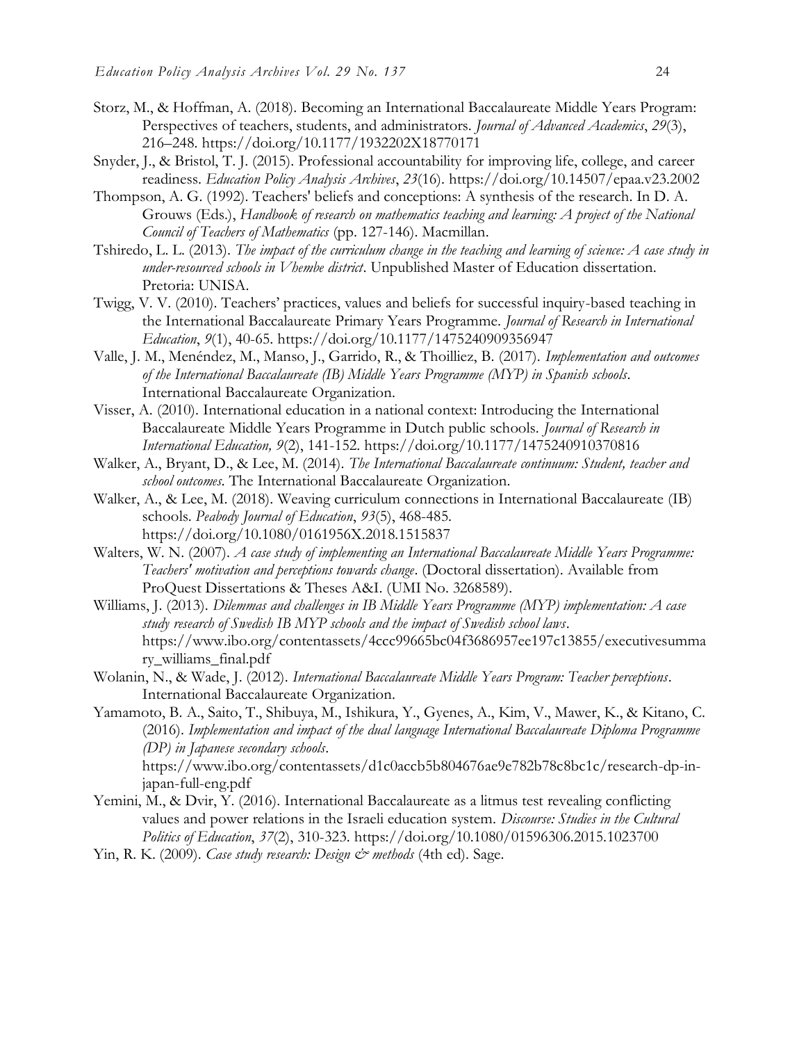Storz, M., & Hoffman, A. (2018). Becoming an International Baccalaureate Middle Years Program: Perspectives of teachers, students, and administrators. *Journal of Advanced Academics*, *29*(3), 216–248. https://doi.org/10.1177/1932202X18770171

Snyder, J., & Bristol, T. J. (2015). Professional accountability for improving life, college, and career readiness. *Education Policy Analysis Archives*, *23*(16). https://doi.org/10.14507/epaa.v23.2002

Thompson, A. G. (1992). Teachers' beliefs and conceptions: A synthesis of the research. In D. A. Grouws (Eds.), *Handbook of research on mathematics teaching and learning: A project of the National Council of Teachers of Mathematics* (pp. 127-146). Macmillan.

Tshiredo, L. L. (2013). *The impact of the curriculum change in the teaching and learning of science: A case study in under-resourced schools in Vhembe district*. Unpublished Master of Education dissertation. Pretoria: UNISA.

Twigg, V. V. (2010). Teachers' practices, values and beliefs for successful inquiry-based teaching in the International Baccalaureate Primary Years Programme. *Journal of Research in International Education*, *9*(1), 40-65. https://doi.org/10.1177/1475240909356947

Valle, J. M., Menéndez, M., Manso, J., Garrido, R., & Thoilliez, B. (2017). *Implementation and outcomes of the International Baccalaureate (IB) Middle Years Programme (MYP) in Spanish schools*. International Baccalaureate Organization.

Visser, A. (2010). International education in a national context: Introducing the International Baccalaureate Middle Years Programme in Dutch public schools. *Journal of Research in International Education, 9*(2), 141-152. https://doi.org/10.1177/1475240910370816

Walker, A., Bryant, D., & Lee, M. (2014). *The International Baccalaureate continuum: Student, teacher and school outcomes*. The International Baccalaureate Organization.

Walker, A., & Lee, M. (2018). Weaving curriculum connections in International Baccalaureate (IB) schools. *Peabody Journal of Education*, *93*(5), 468-485. https://doi.org/10.1080/0161956X.2018.1515837

Walters, W. N. (2007). *A case study of implementing an International Baccalaureate Middle Years Programme: Teachers' motivation and perceptions towards change*. (Doctoral dissertation). Available from ProQuest Dissertations & Theses A&I. (UMI No. 3268589).

Williams, J. (2013). *Dilemmas and challenges in IB Middle Years Programme (MYP) implementation: A case study research of Swedish IB MYP schools and the impact of Swedish school laws*. https://www.ibo.org/contentassets/4ccc99665bc04f3686957ee197c13855/executivesummary_williams_final.pdf

Wolanin, N., & Wade, J. (2012). *International Baccalaureate Middle Years Program: Teacher perceptions*. International Baccalaureate Organization.

Yamamoto, B. A., Saito, T., Shibuya, M., Ishikura, Y., Gyenes, A., Kim, V., Mawer, K., & Kitano, C. (2016). *Implementation and impact of the dual language International Baccalaureate Diploma Programme (DP) in Japanese secondary schools*. https://www.ibo.org/contentassets/d1c0accb5b804676ae9e782b78c8bc1c/research-dp-in-japan-full-eng.pdf

Yemini, M., & Dvir, Y. (2016). International Baccalaureate as a litmus test revealing conflicting values and power relations in the Israeli education system. *Discourse: Studies in the Cultural Politics of Education*, *37*(2), 310-323. https://doi.org/10.1080/01596306.2015.1023700

Yin, R. K. (2009). *Case study research: Design & methods* (4th ed). Sage.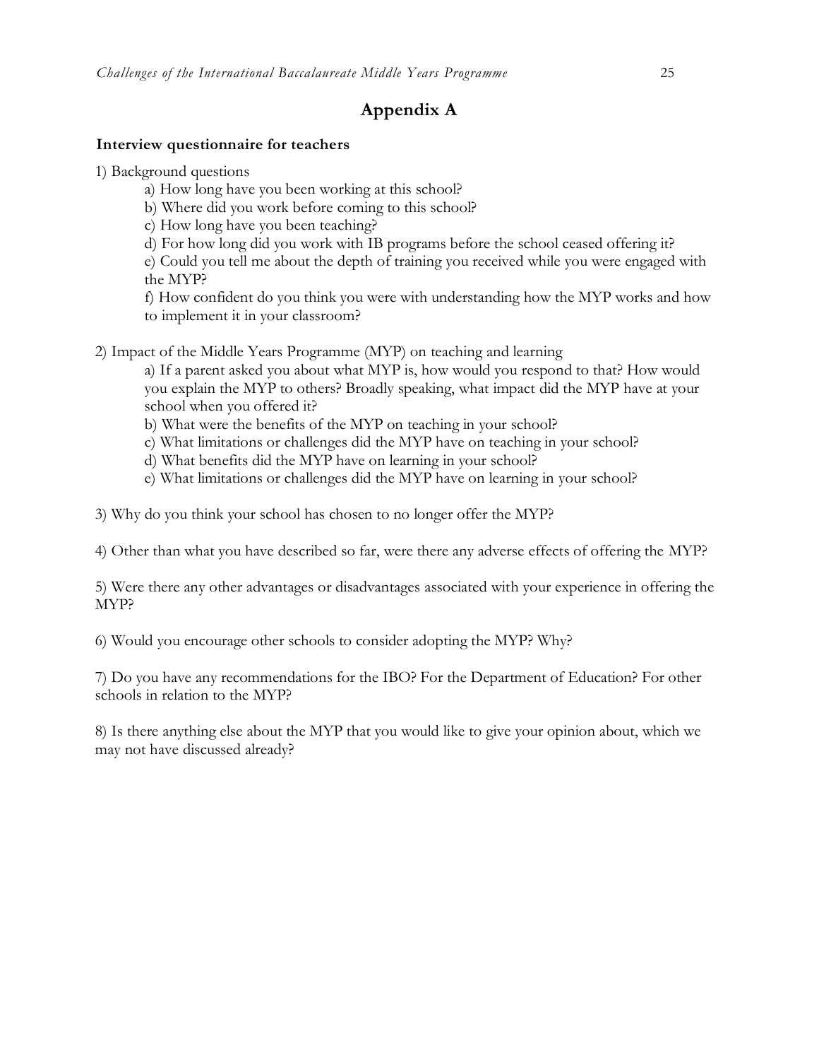# Appendix A

**Interview questionnaire for teachers**

1) Background questions
   - a) How long have you been working at this school?
   - b) Where did you work before coming to this school?
   - c) How long have you been teaching?
   - d) For how long did you work with IB programs before the school ceased offering it?
   - e) Could you tell me about the depth of training you received while you were engaged with the MYP?
   - f) How confident do you think you were with understanding how the MYP works and how to implement it in your classroom?

2) Impact of the Middle Years Programme (MYP) on teaching and learning
   - a) If a parent asked you about what MYP is, how would you respond to that? How would you explain the MYP to others? Broadly speaking, what impact did the MYP have at your school when you offered it?
   - b) What were the benefits of the MYP on teaching in your school?
   - c) What limitations or challenges did the MYP have on teaching in your school?
   - d) What benefits did the MYP have on learning in your school?
   - e) What limitations or challenges did the MYP have on learning in your school?

3) Why do you think your school has chosen to no longer offer the MYP?

4) Other than what you have described so far, were there any adverse effects of offering the MYP?

5) Were there any other advantages or disadvantages associated with your experience in offering the MYP?

6) Would you encourage other schools to consider adopting the MYP? Why?

7) Do you have any recommendations for the IBO? For the Department of Education? For other schools in relation to the MYP?

8) Is there anything else about the MYP that you would like to give your opinion about, which we may not have discussed already?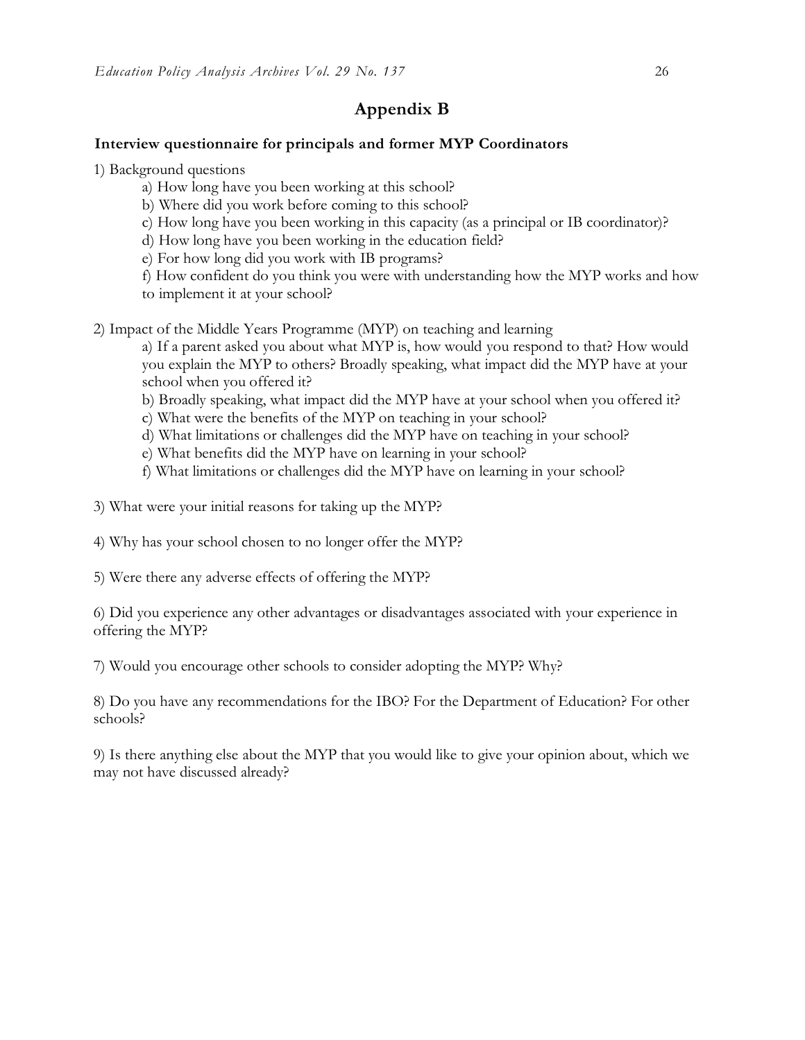# Appendix B

**Interview questionnaire for principals and former MYP Coordinators**

1) Background questions

   a) How long have you been working at this school?

   b) Where did you work before coming to this school?

   c) How long have you been working in this capacity (as a principal or IB coordinator)?

   d) How long have you been working in the education field?

   e) For how long did you work with IB programs?

   f) How confident do you think you were with understanding how the MYP works and how to implement it at your school?

2) Impact of the Middle Years Programme (MYP) on teaching and learning

   a) If a parent asked you about what MYP is, how would you respond to that? How would you explain the MYP to others? Broadly speaking, what impact did the MYP have at your school when you offered it?

   b) Broadly speaking, what impact did the MYP have at your school when you offered it?

   c) What were the benefits of the MYP on teaching in your school?

   d) What limitations or challenges did the MYP have on teaching in your school?

   e) What benefits did the MYP have on learning in your school?

   f) What limitations or challenges did the MYP have on learning in your school?

3) What were your initial reasons for taking up the MYP?

4) Why has your school chosen to no longer offer the MYP?

5) Were there any adverse effects of offering the MYP?

6) Did you experience any other advantages or disadvantages associated with your experience in offering the MYP?

7) Would you encourage other schools to consider adopting the MYP? Why?

8) Do you have any recommendations for the IBO? For the Department of Education? For other schools?

9) Is there anything else about the MYP that you would like to give your opinion about, which we may not have discussed already?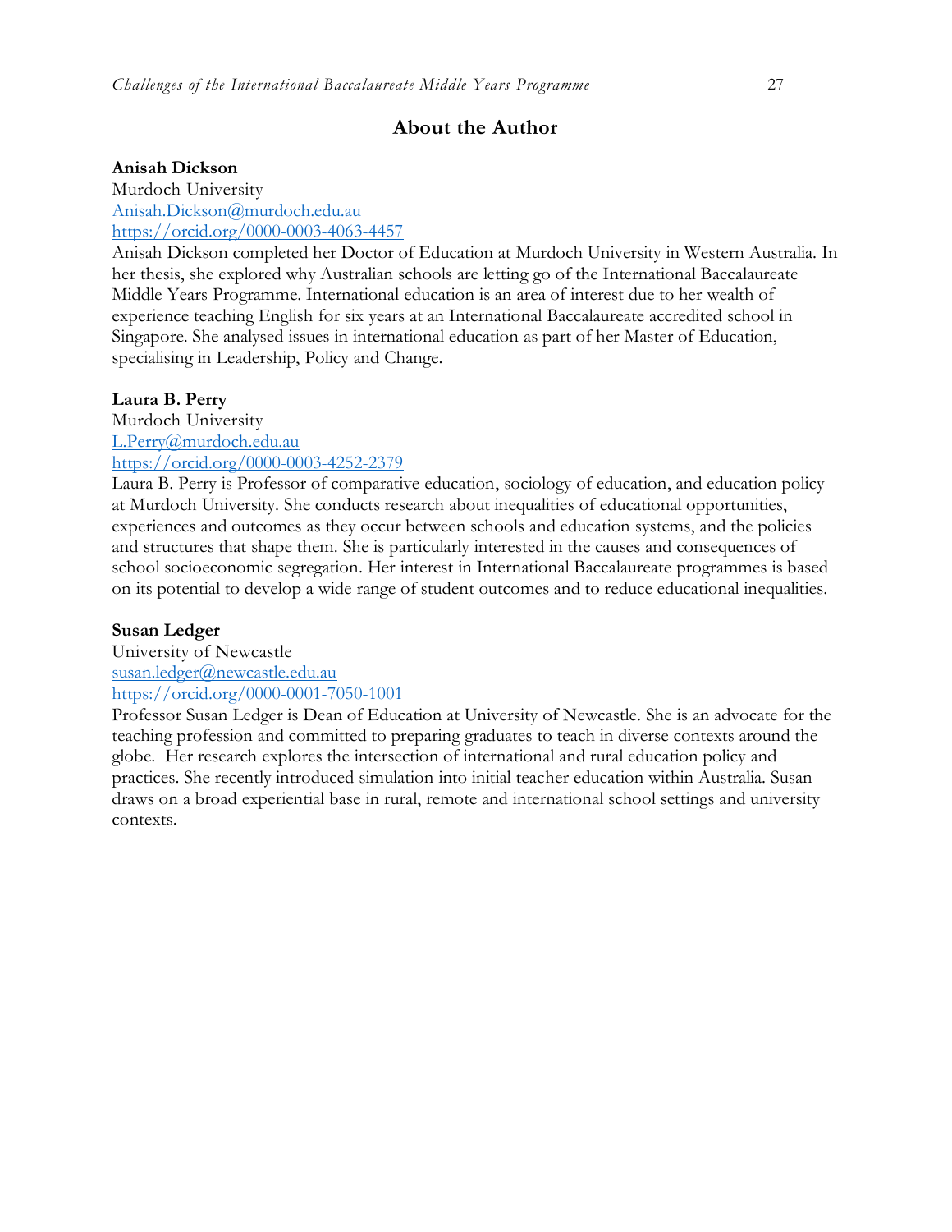## About the Author

**Anisah Dickson**
Murdoch University
Anisah.Dickson@murdoch.edu.au
https://orcid.org/0000-0003-4063-4457
Anisah Dickson completed her Doctor of Education at Murdoch University in Western Australia. In her thesis, she explored why Australian schools are letting go of the International Baccalaureate Middle Years Programme. International education is an area of interest due to her wealth of experience teaching English for six years at an International Baccalaureate accredited school in Singapore. She analysed issues in international education as part of her Master of Education, specialising in Leadership, Policy and Change.

**Laura B. Perry**
Murdoch University
L.Perry@murdoch.edu.au
https://orcid.org/0000-0003-4252-2379
Laura B. Perry is Professor of comparative education, sociology of education, and education policy at Murdoch University. She conducts research about inequalities of educational opportunities, experiences and outcomes as they occur between schools and education systems, and the policies and structures that shape them. She is particularly interested in the causes and consequences of school socioeconomic segregation. Her interest in International Baccalaureate programmes is based on its potential to develop a wide range of student outcomes and to reduce educational inequalities.

**Susan Ledger**
University of Newcastle
susan.ledger@newcastle.edu.au
https://orcid.org/0000-0001-7050-1001
Professor Susan Ledger is Dean of Education at University of Newcastle. She is an advocate for the teaching profession and committed to preparing graduates to teach in diverse contexts around the globe. Her research explores the intersection of international and rural education policy and practices. She recently introduced simulation into initial teacher education within Australia. Susan draws on a broad experiential base in rural, remote and international school settings and university contexts.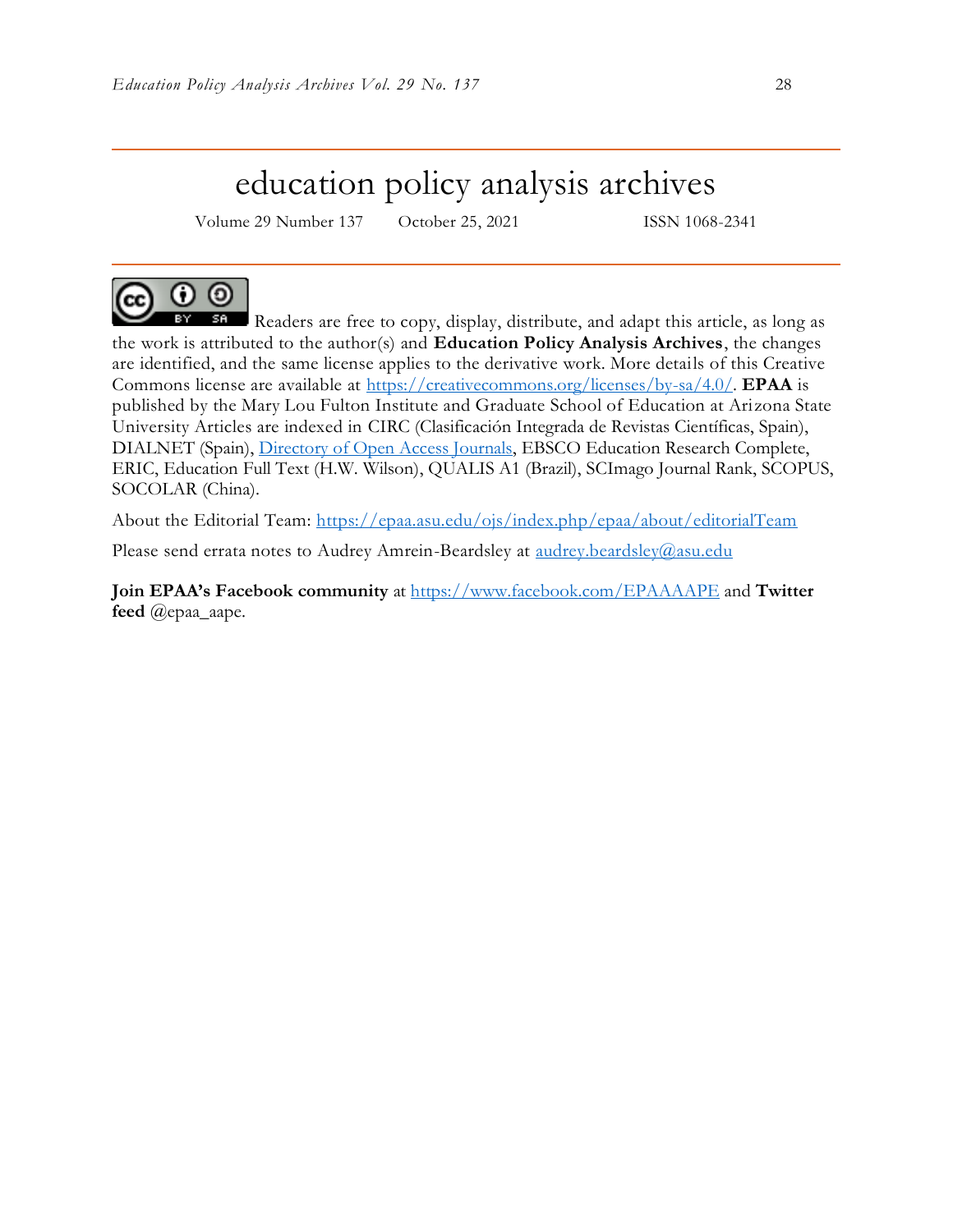# education policy analysis archives

Volume 29 Number 137 October 25, 2021 ISSN 1068-2341

Readers are free to copy, display, distribute, and adapt this article, as long as the work is attributed to the author(s) and **Education Policy Analysis Archives**, the changes are identified, and the same license applies to the derivative work. More details of this Creative Commons license are available at https://creativecommons.org/licenses/by-sa/4.0/. **EPAA** is published by the Mary Lou Fulton Institute and Graduate School of Education at Arizona State University Articles are indexed in CIRC (Clasificación Integrada de Revistas Científicas, Spain), DIALNET (Spain), Directory of Open Access Journals, EBSCO Education Research Complete, ERIC, Education Full Text (H.W. Wilson), QUALIS A1 (Brazil), SCImago Journal Rank, SCOPUS, SOCOLAR (China).

About the Editorial Team: https://epaa.asu.edu/ojs/index.php/epaa/about/editorialTeam

Please send errata notes to Audrey Amrein-Beardsley at audrey.beardsley@asu.edu

**Join EPAA's Facebook community** at https://www.facebook.com/EPAAAAPE and **Twitter feed** @epaa_aape.